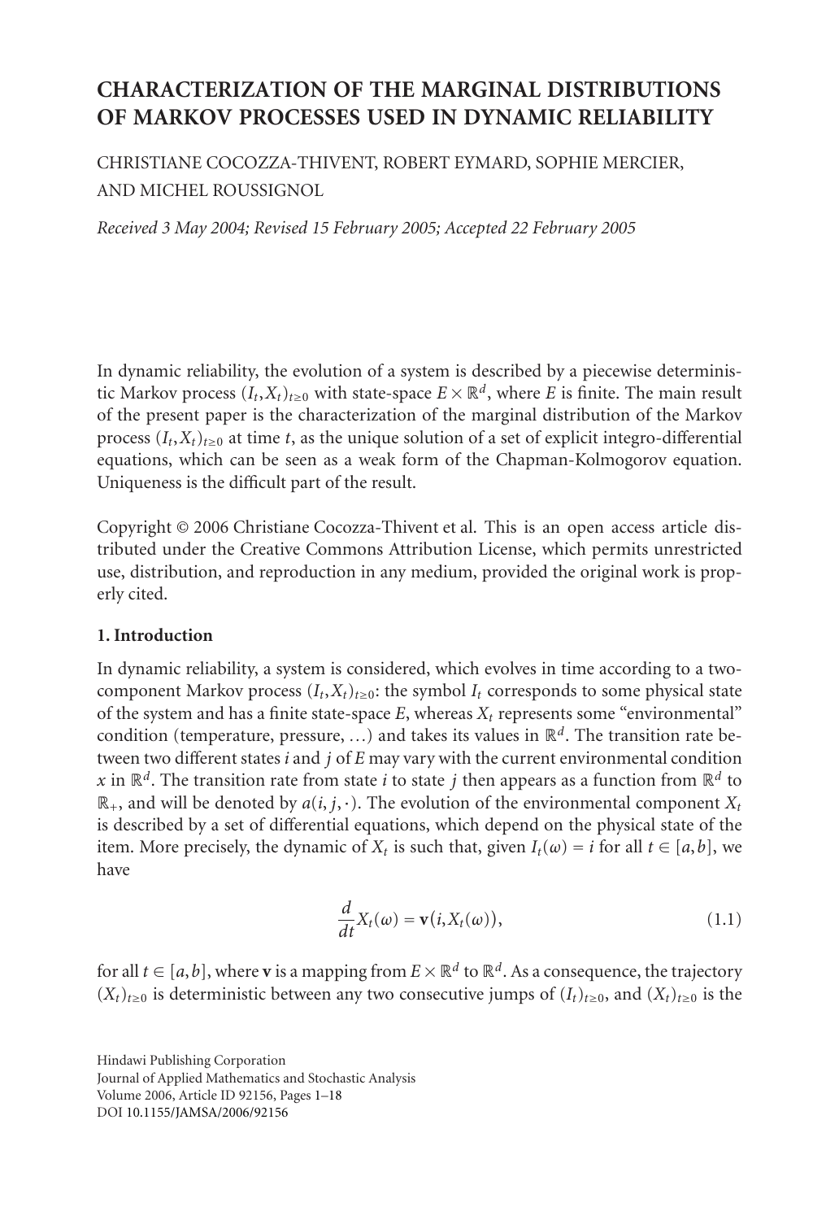# CHARACTERIZATION OF THE MARGINAL DISTRIBUTIONS OF MARKOV PROCESSES USED IN DYNAMIC RELIABILITY

CHRISTIANE COCOZZA-THIVENT, ROBERT EYMARD, SOPHIE MERCIER, AND MICHEL ROUSSIGNOL

*Received 3 May 2004; Revised 15 February 2005; Accepted 22 February 2005*

In dynamic reliability, the evolution of a system is described by a piecewise deterministic Markov process $(I_t, X_t)_{t\geq 0}$ with state-space $E \times \mathbb{R}^d$, where $E$ is finite. The main result of the present paper is the characterization of the marginal distribution of the Markov process $(I_t, X_t)_{t\geq 0}$ at time $t$, as the unique solution of a set of explicit integro-differential equations, which can be seen as a weak form of the Chapman-Kolmogorov equation. Uniqueness is the difficult part of the result.

Copyright © 2006 Christiane Cocozza-Thivent et al. This is an open access article distributed under the Creative Commons Attribution License, which permits unrestricted use, distribution, and reproduction in any medium, provided the original work is properly cited.

## 1. Introduction

In dynamic reliability, a system is considered, which evolves in time according to a two-component Markov process $(I_t, X_t)_{t\geq 0}$: the symbol $I_t$ corresponds to some physical state of the system and has a finite state-space $E$, whereas $X_t$ represents some "environmental" condition (temperature, pressure, ...) and takes its values in $\mathbb{R}^d$. The transition rate between two different states $i$ and $j$ of $E$ may vary with the current environmental condition $x$ in $\mathbb{R}^d$. The transition rate from state $i$ to state $j$ then appears as a function from $\mathbb{R}^d$ to $\mathbb{R}_+$, and will be denoted by $a(i, j, \cdot)$. The evolution of the environmental component $X_t$ is described by a set of differential equations, which depend on the physical state of the item. More precisely, the dynamic of $X_t$ is such that, given $I_t(\omega) = i$ for all $t \in [a, b]$, we have

$$\frac{d}{dt} X_t(\omega) = \mathbf{v}(i, X_t(\omega)), \tag{1.1}$$

for all $t \in [a, b]$, where $\mathbf{v}$ is a mapping from $E \times \mathbb{R}^d$ to $\mathbb{R}^d$. As a consequence, the trajectory $(X_t)_{t\geq 0}$ is deterministic between any two consecutive jumps of $(I_t)_{t\geq 0}$, and $(X_t)_{t\geq 0}$ is the

Hindawi Publishing Corporation
Journal of Applied Mathematics and Stochastic Analysis
Volume 2006, Article ID 92156, Pages 1–18
DOI 10.1155/JAMSA/2006/92156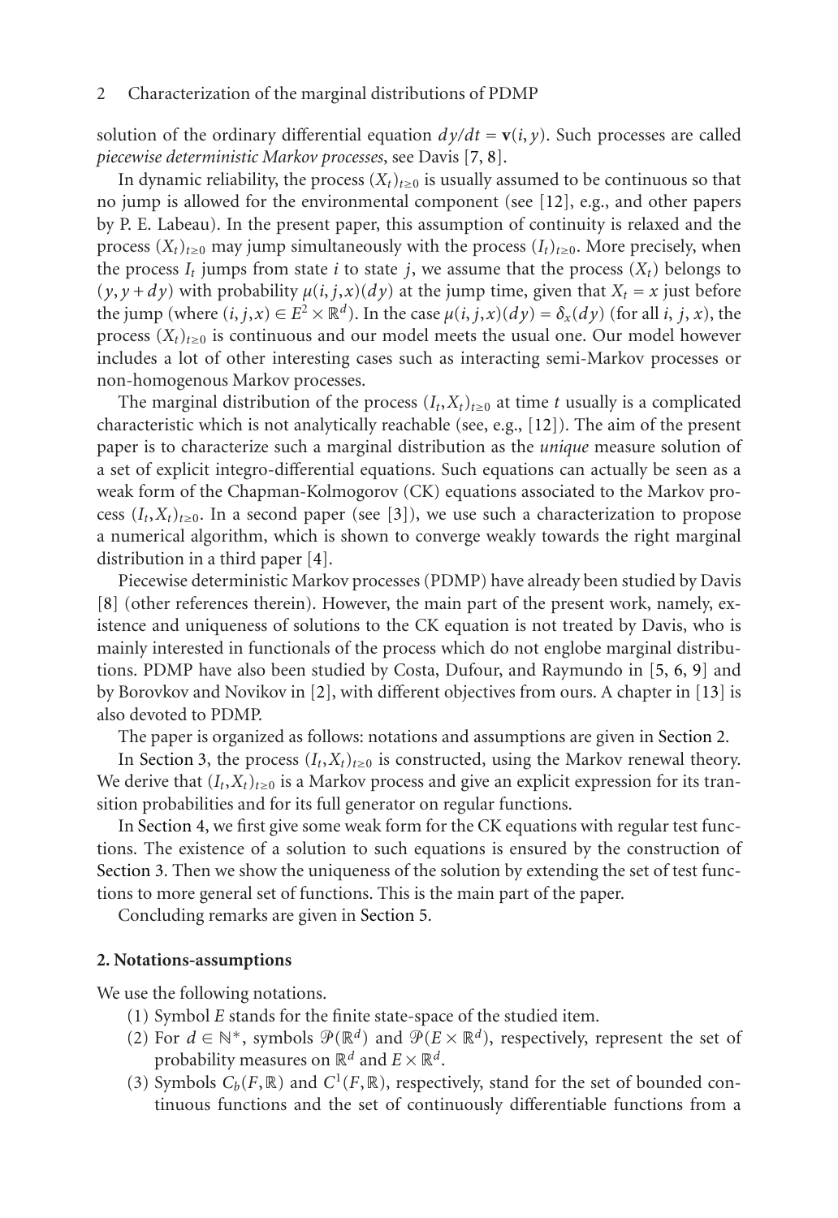solution of the ordinary differential equation $dy/dt = \mathbf{v}(i, y)$. Such processes are called *piecewise deterministic Markov processes*, see Davis [7, 8].

In dynamic reliability, the process $(X_t)_{t\geq 0}$ is usually assumed to be continuous so that no jump is allowed for the environmental component (see [12], e.g., and other papers by P. E. Labeau). In the present paper, this assumption of continuity is relaxed and the process $(X_t)_{t\geq 0}$ may jump simultaneously with the process $(I_t)_{t\geq 0}$. More precisely, when the process $I_t$ jumps from state $i$ to state $j$, we assume that the process $(X_t)$ belongs to $(y, y + dy)$ with probability $\mu(i, j, x)(dy)$ at the jump time, given that $X_t = x$ just before the jump (where $(i, j, x) \in E^2 \times \mathbb{R}^d$). In the case $\mu(i, j, x)(dy) = \delta_x(dy)$ (for all $i$, $j$, $x$), the process $(X_t)_{t\geq 0}$ is continuous and our model meets the usual one. Our model however includes a lot of other interesting cases such as interacting semi-Markov processes or non-homogenous Markov processes.

The marginal distribution of the process $(I_t, X_t)_{t\geq 0}$ at time $t$ usually is a complicated characteristic which is not analytically reachable (see, e.g., [12]). The aim of the present paper is to characterize such a marginal distribution as the *unique* measure solution of a set of explicit integro-differential equations. Such equations can actually be seen as a weak form of the Chapman-Kolmogorov (CK) equations associated to the Markov process $(I_t, X_t)_{t\geq 0}$. In a second paper (see [3]), we use such a characterization to propose a numerical algorithm, which is shown to converge weakly towards the right marginal distribution in a third paper [4].

Piecewise deterministic Markov processes (PDMP) have already been studied by Davis [8] (other references therein). However, the main part of the present work, namely, existence and uniqueness of solutions to the CK equation is not treated by Davis, who is mainly interested in functionals of the process which do not englobe marginal distributions. PDMP have also been studied by Costa, Dufour, and Raymundo in [5, 6, 9] and by Borovkov and Novikov in [2], with different objectives from ours. A chapter in [13] is also devoted to PDMP.

The paper is organized as follows: notations and assumptions are given in Section 2.

In Section 3, the process $(I_t, X_t)_{t\geq 0}$ is constructed, using the Markov renewal theory. We derive that $(I_t, X_t)_{t\geq 0}$ is a Markov process and give an explicit expression for its transition probabilities and for its full generator on regular functions.

In Section 4, we first give some weak form for the CK equations with regular test functions. The existence of a solution to such equations is ensured by the construction of Section 3. Then we show the uniqueness of the solution by extending the set of test functions to more general set of functions. This is the main part of the paper.

Concluding remarks are given in Section 5.

## 2. Notations-assumptions

We use the following notations.

(1) Symbol $E$ stands for the finite state-space of the studied item.

(2) For $d \in \mathbb{N}^*$, symbols $\mathcal{P}(\mathbb{R}^d)$ and $\mathcal{P}(E \times \mathbb{R}^d)$, respectively, represent the set of probability measures on $\mathbb{R}^d$ and $E \times \mathbb{R}^d$.

(3) Symbols $C_b(F, \mathbb{R})$ and $C^1(F, \mathbb{R})$, respectively, stand for the set of bounded continuous functions and the set of continuously differentiable functions from a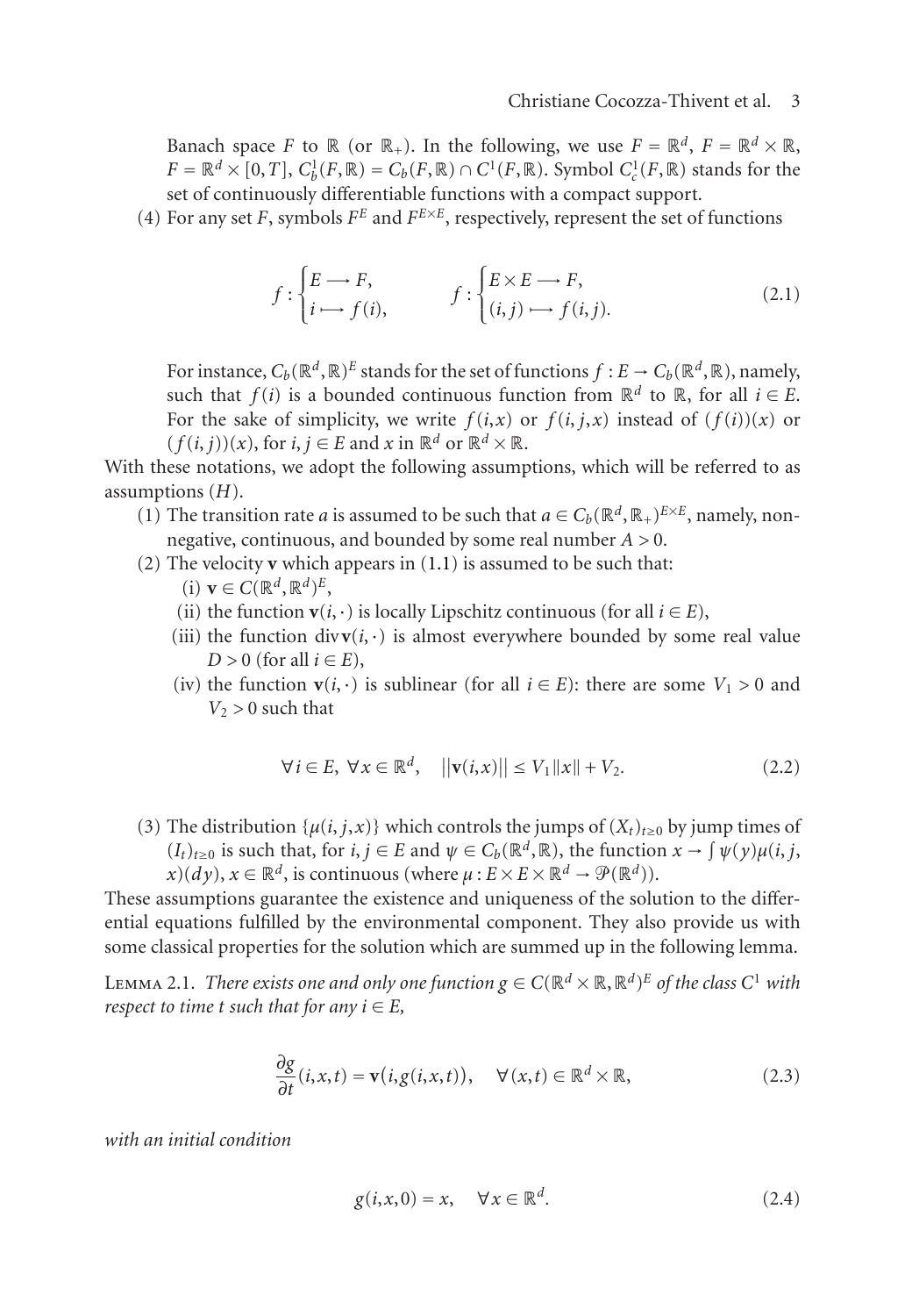Banach space $F$ to $\mathbb{R}$ (or $\mathbb{R}_+$). In the following, we use $F = \mathbb{R}^d$, $F = \mathbb{R}^d \times \mathbb{R}$, $F = \mathbb{R}^d \times [0,T]$, $C_b^1(F,\mathbb{R}) = C_b(F,\mathbb{R}) \cap C^1(F,\mathbb{R})$. Symbol $C_c^1(F,\mathbb{R})$ stands for the set of continuously differentiable functions with a compact support.

(4) For any set $F$, symbols $F^E$ and $F^{E\times E}$, respectively, represent the set of functions

$$f : \begin{cases} E \longrightarrow F, \\ i \longmapsto f(i), \end{cases} \qquad f : \begin{cases} E\times E \longrightarrow F, \\ (i,j) \longmapsto f(i,j). \end{cases} \tag{2.1}$$

For instance, $C_b(\mathbb{R}^d,\mathbb{R})^E$ stands for the set of functions $f : E \to C_b(\mathbb{R}^d,\mathbb{R})$, namely, such that $f(i)$ is a bounded continuous function from $\mathbb{R}^d$ to $\mathbb{R}$, for all $i \in E$. For the sake of simplicity, we write $f(i,x)$ or $f(i,j,x)$ instead of $(f(i))(x)$ or $(f(i,j))(x)$, for $i,j \in E$ and $x$ in $\mathbb{R}^d$ or $\mathbb{R}^d \times \mathbb{R}$.

With these notations, we adopt the following assumptions, which will be referred to as assumptions $(H)$.

(1) The transition rate $a$ is assumed to be such that $a \in C_b(\mathbb{R}^d,\mathbb{R}_+)^{E\times E}$, namely, nonnegative, continuous, and bounded by some real number $A > 0$.

(2) The velocity $\mathbf{v}$ which appears in (1.1) is assumed to be such that:

(i) $\mathbf{v} \in C(\mathbb{R}^d,\mathbb{R}^d)^E$,

(ii) the function $\mathbf{v}(i,\cdot)$ is locally Lipschitz continuous (for all $i \in E$),

(iii) the function $\operatorname{div}\mathbf{v}(i,\cdot)$ is almost everywhere bounded by some real value $D > 0$ (for all $i \in E$),

(iv) the function $\mathbf{v}(i,\cdot)$ is sublinear (for all $i \in E$): there are some $V_1 > 0$ and $V_2 > 0$ such that

$$\forall i \in E,\ \forall x \in \mathbb{R}^d, \quad \|\mathbf{v}(i,x)\| \le V_1\|x\| + V_2. \tag{2.2}$$

(3) The distribution $\{\mu(i,j,x)\}$ which controls the jumps of $(X_t)_{t\ge 0}$ by jump times of $(I_t)_{t\ge 0}$ is such that, for $i,j \in E$ and $\psi \in C_b(\mathbb{R}^d,\mathbb{R})$, the function $x \to \int \psi(y)\mu(i,j,x)(dy)$, $x \in \mathbb{R}^d$, is continuous (where $\mu : E\times E\times \mathbb{R}^d \to \mathcal{P}(\mathbb{R}^d)$).

These assumptions guarantee the existence and uniqueness of the solution to the differential equations fulfilled by the environmental component. They also provide us with some classical properties for the solution which are summed up in the following lemma.

Lemma 2.1. *There exists one and only one function $g \in C(\mathbb{R}^d \times \mathbb{R},\mathbb{R}^d)^E$ of the class $C^1$ with respect to time $t$ such that for any $i \in E$,*

$$\frac{\partial g}{\partial t}(i,x,t) = \mathbf{v}\big(i,g(i,x,t)\big), \quad \forall (x,t) \in \mathbb{R}^d \times \mathbb{R}, \tag{2.3}$$

*with an initial condition*

$$g(i,x,0) = x, \quad \forall x \in \mathbb{R}^d. \tag{2.4}$$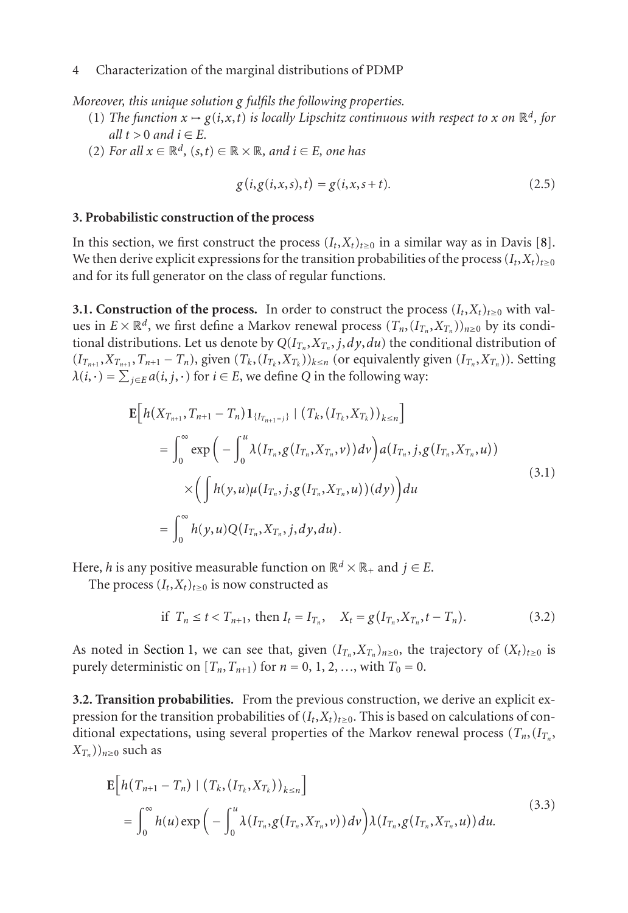*Moreover, this unique solution g fulfils the following properties.*

(1) *The function $x \mapsto g(i,x,t)$ is locally Lipschitz continuous with respect to $x$ on $\mathbb{R}^d$, for all $t > 0$ and $i \in E$.*

(2) *For all $x \in \mathbb{R}^d$, $(s,t) \in \mathbb{R} \times \mathbb{R}$, and $i \in E$, one has*

$$g\big(i, g(i,x,s), t\big) = g(i,x,s+t). \tag{2.5}$$

## 3. Probabilistic construction of the process

In this section, we first construct the process $(I_t, X_t)_{t\geq 0}$ in a similar way as in Davis [8]. We then derive explicit expressions for the transition probabilities of the process $(I_t, X_t)_{t\geq 0}$ and for its full generator on the class of regular functions.

**3.1. Construction of the process.** In order to construct the process $(I_t, X_t)_{t\geq 0}$ with values in $E \times \mathbb{R}^d$, we first define a Markov renewal process $(T_n, (I_{T_n}, X_{T_n}))_{n\geq 0}$ by its conditional distributions. Let us denote by $Q(I_{T_n}, X_{T_n}, j, dy, du)$ the conditional distribution of $(I_{T_{n+1}}, X_{T_{n+1}}, T_{n+1} - T_n)$, given $(T_k, (I_{T_k}, X_{T_k}))_{k\leq n}$ (or equivalently given $(I_{T_n}, X_{T_n})$). Setting $\lambda(i,\cdot) = \sum_{j\in E} a(i,j,\cdot)$ for $i \in E$, we define $Q$ in the following way:

$$\begin{aligned}
\mathbf{E}&\Big[h\big(X_{T_{n+1}}, T_{n+1} - T_n\big)\mathbf{1}_{\{I_{T_{n+1}}=j\}} \mid \big(T_k, (I_{T_k}, X_{T_k})\big)_{k\leq n}\Big] \\
&= \int_0^\infty \exp\Big(-\int_0^u \lambda\big(I_{T_n}, g(I_{T_n}, X_{T_n}, v)\big)dv\Big)a\big(I_{T_n}, j, g(I_{T_n}, X_{T_n}, u)\big) \\
&\quad \times \Big(\int h(y,u)\mu\big(I_{T_n}, j, g(I_{T_n}, X_{T_n}, u)\big)(dy)\Big)du \\
&= \int_0^\infty h(y,u)Q\big(I_{T_n}, X_{T_n}, j, dy, du\big).
\end{aligned} \tag{3.1}$$

Here, $h$ is any positive measurable function on $\mathbb{R}^d \times \mathbb{R}_+$ and $j \in E$.

The process $(I_t, X_t)_{t\geq 0}$ is now constructed as

$$\text{if } \ T_n \leq t < T_{n+1}, \text{ then } I_t = I_{T_n}, \quad X_t = g\big(I_{T_n}, X_{T_n}, t - T_n\big). \tag{3.2}$$

As noted in Section 1, we can see that, given $(I_{T_n}, X_{T_n})_{n\geq 0}$, the trajectory of $(X_t)_{t\geq 0}$ is purely deterministic on $[T_n, T_{n+1})$ for $n = 0, 1, 2, \ldots$, with $T_0 = 0$.

**3.2. Transition probabilities.** From the previous construction, we derive an explicit expression for the transition probabilities of $(I_t, X_t)_{t\geq 0}$. This is based on calculations of conditional expectations, using several properties of the Markov renewal process $(T_n, (I_{T_n}, X_{T_n}))_{n\geq 0}$ such as

$$\begin{aligned}
\mathbf{E}&\Big[h\big(T_{n+1} - T_n\big) \mid \big(T_k, (I_{T_k}, X_{T_k})\big)_{k\leq n}\Big] \\
&= \int_0^\infty h(u)\exp\Big(-\int_0^u \lambda\big(I_{T_n}, g(I_{T_n}, X_{T_n}, v)\big)dv\Big)\lambda\big(I_{T_n}, g(I_{T_n}, X_{T_n}, u)\big)du.
\end{aligned} \tag{3.3}$$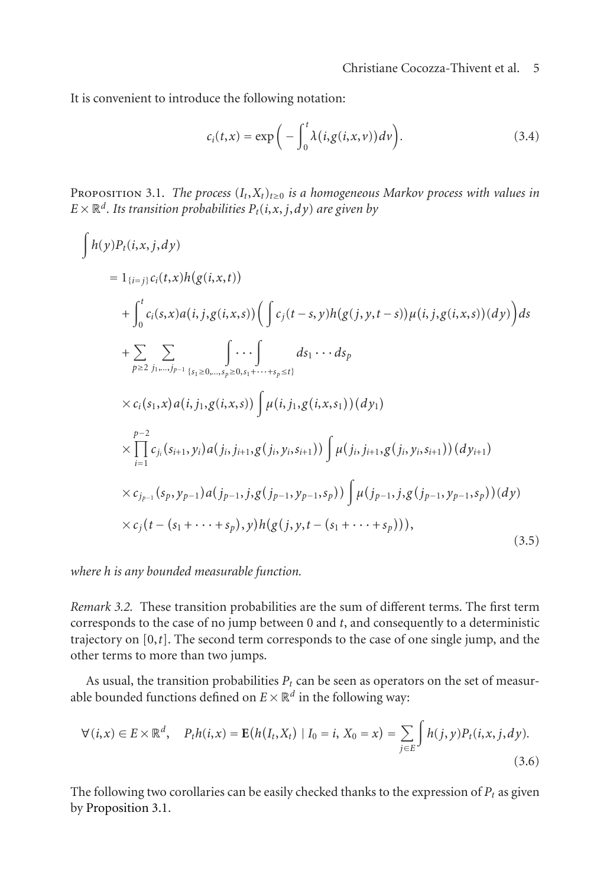It is convenient to introduce the following notation:

$$c_i(t,x) = \exp\Big( - \int_0^t \lambda(i,g(i,x,v))\,dv \Big). \tag{3.4}$$

Proposition 3.1. *The process $(I_t,X_t)_{t\geq 0}$ is a homogeneous Markov process with values in $E\times\mathbb{R}^d$. Its transition probabilities $P_t(i,x,j,dy)$ are given by*

$$\begin{aligned}
\int h(y)P_t(i,x,j,dy)
&= 1_{\{i=j\}}c_i(t,x)h(g(i,x,t)) \\
&\quad + \int_0^t c_i(s,x)a(i,j,g(i,x,s))\Big( \int c_j(t-s,y)h(g(j,y,t-s))\mu(i,j,g(i,x,s))(dy)\Big)ds \\
&\quad + \sum_{p\geq 2}\sum_{j_1,\dots,j_{p-1}} \int\cdots\int_{\{s_1\geq 0,\dots,s_p\geq 0,s_1+\cdots+s_p\leq t\}} ds_1\cdots ds_p \\
&\quad \times c_i(s_1,x)a(i,j_1,g(i,x,s))\int \mu(i,j_1,g(i,x,s_1))(dy_1) \\
&\quad \times \prod_{i=1}^{p-2} c_{j_i}(s_{i+1},y_i)a(j_i,j_{i+1},g(j_i,y_i,s_{i+1}))\int \mu(j_i,j_{i+1},g(j_i,y_i,s_{i+1}))(dy_{i+1}) \\
&\quad \times c_{j_{p-1}}(s_p,y_{p-1})a(j_{p-1},j,g(j_{p-1},y_{p-1},s_p))\int \mu(j_{p-1},j,g(j_{p-1},y_{p-1},s_p))(dy) \\
&\quad \times c_j(t-(s_1+\cdots+s_p),y)h(g(j,y,t-(s_1+\cdots+s_p))),
\end{aligned} \tag{3.5}$$

*where $h$ is any bounded measurable function.*

*Remark 3.2.* These transition probabilities are the sum of different terms. The first term corresponds to the case of no jump between 0 and $t$, and consequently to a deterministic trajectory on $[0,t]$. The second term corresponds to the case of one single jump, and the other terms to more than two jumps.

As usual, the transition probabilities $P_t$ can be seen as operators on the set of measurable bounded functions defined on $E\times\mathbb{R}^d$ in the following way:

$$\forall (i,x)\in E\times\mathbb{R}^d,\quad P_th(i,x) = \mathbf{E}(h(I_t,X_t)\mid I_0=i,\ X_0=x) = \sum_{j\in E}\int h(j,y)P_t(i,x,j,dy). \tag{3.6}$$

The following two corollaries can be easily checked thanks to the expression of $P_t$ as given by Proposition 3.1.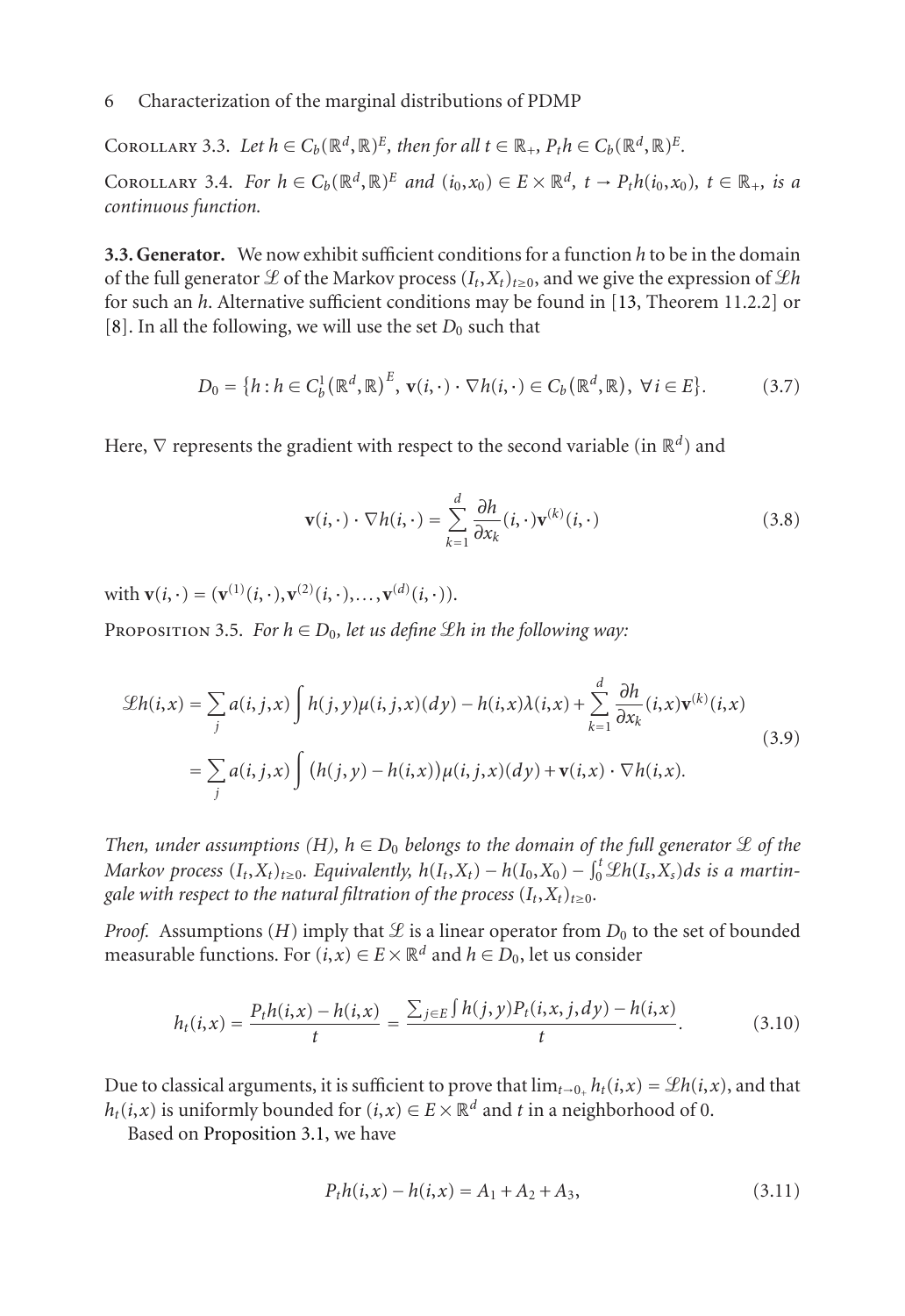Corollary 3.3. *Let $h \in C_b(\mathbb{R}^d, \mathbb{R})^E$, then for all $t \in \mathbb{R}_+$, $P_t h \in C_b(\mathbb{R}^d, \mathbb{R})^E$.*

Corollary 3.4. *For $h \in C_b(\mathbb{R}^d, \mathbb{R})^E$ and $(i_0, x_0) \in E \times \mathbb{R}^d$, $t \to P_t h(i_0, x_0)$, $t \in \mathbb{R}_+$, is a continuous function.*

**3.3. Generator.** We now exhibit sufficient conditions for a function $h$ to be in the domain of the full generator $\mathscr{L}$ of the Markov process $(I_t, X_t)_{t\geq 0}$, and we give the expression of $\mathscr{L}h$ for such an $h$. Alternative sufficient conditions may be found in [13, Theorem 11.2.2] or [8]. In all the following, we will use the set $D_0$ such that

$$D_0 = \{h : h \in C_b^1(\mathbb{R}^d, \mathbb{R})^E, \ \mathbf{v}(i,\cdot) \cdot \nabla h(i,\cdot) \in C_b(\mathbb{R}^d, \mathbb{R}), \ \forall i \in E\}. \tag{3.7}$$

Here, $\nabla$ represents the gradient with respect to the second variable (in $\mathbb{R}^d$) and

$$\mathbf{v}(i,\cdot) \cdot \nabla h(i,\cdot) = \sum_{k=1}^{d} \frac{\partial h}{\partial x_k}(i,\cdot)\mathbf{v}^{(k)}(i,\cdot) \tag{3.8}$$

with $\mathbf{v}(i,\cdot) = (\mathbf{v}^{(1)}(i,\cdot), \mathbf{v}^{(2)}(i,\cdot), \ldots, \mathbf{v}^{(d)}(i,\cdot))$.

Proposition 3.5. *For $h \in D_0$, let us define $\mathscr{L}h$ in the following way:*

$$\begin{aligned}
\mathscr{L}h(i,x) &= \sum_j a(i,j,x) \int h(j,y)\mu(i,j,x)(dy) - h(i,x)\lambda(i,x) + \sum_{k=1}^{d} \frac{\partial h}{\partial x_k}(i,x)\mathbf{v}^{(k)}(i,x) \\
&= \sum_j a(i,j,x) \int \big(h(j,y) - h(i,x)\big)\mu(i,j,x)(dy) + \mathbf{v}(i,x) \cdot \nabla h(i,x).
\end{aligned} \tag{3.9}$$

*Then, under assumptions (H), $h \in D_0$ belongs to the domain of the full generator $\mathscr{L}$ of the Markov process $(I_t, X_t)_{t\geq 0}$. Equivalently, $h(I_t, X_t) - h(I_0, X_0) - \int_0^t \mathscr{L}h(I_s, X_s)ds$ is a martingale with respect to the natural filtration of the process $(I_t, X_t)_{t\geq 0}$.*

*Proof.* Assumptions $(H)$ imply that $\mathscr{L}$ is a linear operator from $D_0$ to the set of bounded measurable functions. For $(i,x) \in E \times \mathbb{R}^d$ and $h \in D_0$, let us consider

$$h_t(i,x) = \frac{P_t h(i,x) - h(i,x)}{t} = \frac{\sum_{j\in E} \int h(j,y)P_t(i,x,j,dy) - h(i,x)}{t}. \tag{3.10}$$

Due to classical arguments, it is sufficient to prove that $\lim_{t\to 0_+} h_t(i,x) = \mathscr{L}h(i,x)$, and that $h_t(i,x)$ is uniformly bounded for $(i,x) \in E \times \mathbb{R}^d$ and $t$ in a neighborhood of 0.

Based on Proposition 3.1, we have

$$P_t h(i,x) - h(i,x) = A_1 + A_2 + A_3, \tag{3.11}$$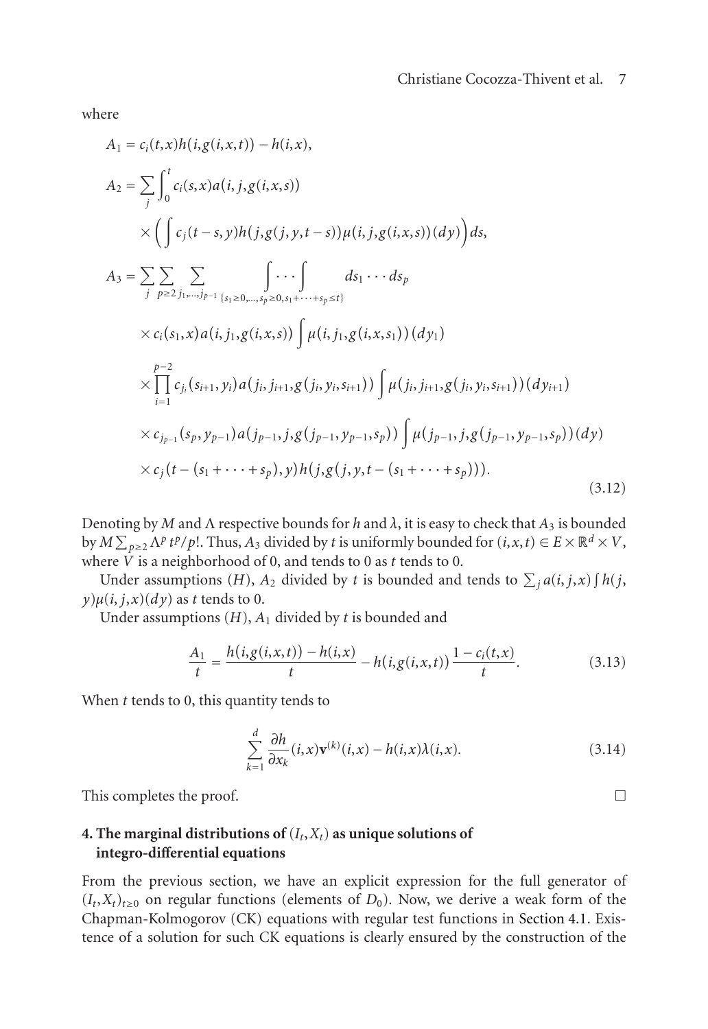where

$$
\begin{aligned}
A_1 &= c_i(t,x)h(i,g(i,x,t)) - h(i,x),\\
A_2 &= \sum_j \int_0^t c_i(s,x)a(i,j,g(i,x,s))\\
&\quad \times \left( \int c_j(t-s,y)h(j,g(j,y,t-s))\mu(i,j,g(i,x,s))(dy)\right) ds,\\
A_3 &= \sum_j \sum_{p\ge 2} \sum_{j_1,\dots,j_{p-1}} \int\cdots\int_{\{s_1\ge 0,\dots,s_p\ge 0, s_1+\cdots+s_p\le t\}} ds_1\cdots ds_p\\
&\quad \times c_i(s_1,x)a(i,j_1,g(i,x,s)) \int \mu(i,j_1,g(i,x,s_1))(dy_1)\\
&\quad \times \prod_{i=1}^{p-2} c_{j_i}(s_{i+1},y_i)a(j_i,j_{i+1},g(j_i,y_i,s_{i+1}))\int \mu(j_i,j_{i+1},g(j_i,y_i,s_{i+1}))(dy_{i+1})\\
&\quad \times c_{j_{p-1}}(s_p,y_{p-1})a(j_{p-1},j,g(j_{p-1},y_{p-1},s_p))\int \mu(j_{p-1},j,g(j_{p-1},y_{p-1},s_p))(dy)\\
&\quad \times c_j(t-(s_1+\cdots+s_p),y)h(j,g(j,y,t-(s_1+\cdots+s_p))).
\end{aligned}
\tag{3.12}
$$

Denoting by $M$ and $\Lambda$ respective bounds for $h$ and $\lambda$, it is easy to check that $A_3$ is bounded by $M\sum_{p\ge 2}\Lambda^p t^p/p!$. Thus, $A_3$ divided by $t$ is uniformly bounded for $(i,x,t)\in E\times\mathbb{R}^d\times V$, where $V$ is a neighborhood of 0, and tends to 0 as $t$ tends to 0.

Under assumptions $(H)$, $A_2$ divided by $t$ is bounded and tends to $\sum_j a(i,j,x)\int h(j,y)\mu(i,j,x)(dy)$ as $t$ tends to 0.

Under assumptions $(H)$, $A_1$ divided by $t$ is bounded and

$$
\frac{A_1}{t} = \frac{h(i,g(i,x,t))-h(i,x)}{t} - h(i,g(i,x,t))\frac{1-c_i(t,x)}{t}. \tag{3.13}
$$

When $t$ tends to 0, this quantity tends to

$$
\sum_{k=1}^{d} \frac{\partial h}{\partial x_k}(i,x)\mathbf{v}^{(k)}(i,x) - h(i,x)\lambda(i,x). \tag{3.14}
$$

This completes the proof. □

## 4. The marginal distributions of $(I_t, X_t)$ as unique solutions of integro-differential equations

From the previous section, we have an explicit expression for the full generator of $(I_t,X_t)_{t\ge 0}$ on regular functions (elements of $D_0$). Now, we derive a weak form of the Chapman-Kolmogorov (CK) equations with regular test functions in Section 4.1. Existence of a solution for such CK equations is clearly ensured by the construction of the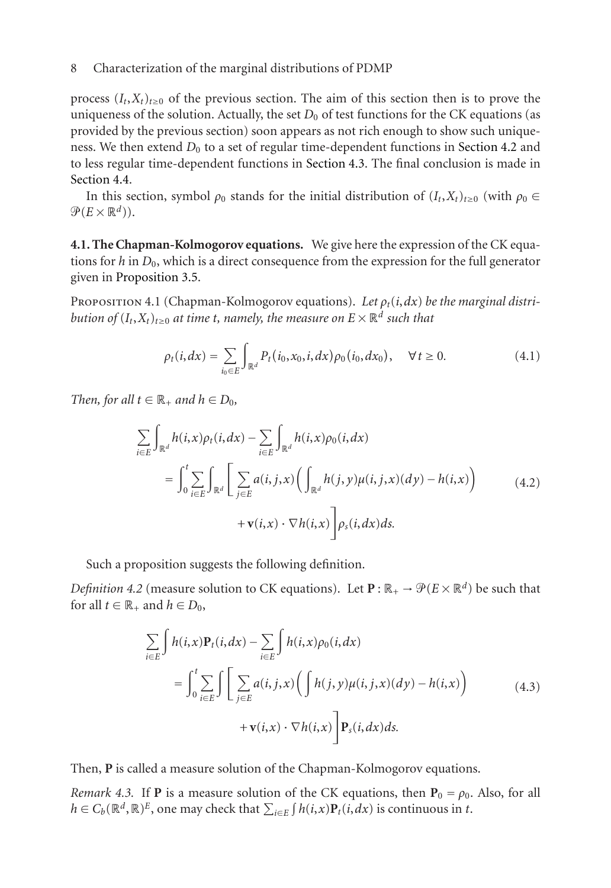process $(I_t, X_t)_{t\geq 0}$ of the previous section. The aim of this section then is to prove the uniqueness of the solution. Actually, the set $D_0$ of test functions for the CK equations (as provided by the previous section) soon appears as not rich enough to show such uniqueness. We then extend $D_0$ to a set of regular time-dependent functions in Section 4.2 and to less regular time-dependent functions in Section 4.3. The final conclusion is made in Section 4.4.

In this section, symbol $\rho_0$ stands for the initial distribution of $(I_t, X_t)_{t\geq 0}$ (with $\rho_0 \in \mathcal{P}(E \times \mathbb{R}^d)$).

**4.1. The Chapman-Kolmogorov equations.** We give here the expression of the CK equations for $h$ in $D_0$, which is a direct consequence from the expression for the full generator given in Proposition 3.5.

Proposition 4.1 (Chapman-Kolmogorov equations). *Let $\rho_t(i, dx)$ be the marginal distribution of $(I_t, X_t)_{t\geq 0}$ at time $t$, namely, the measure on $E \times \mathbb{R}^d$ such that*

$$\rho_t(i, dx) = \sum_{i_0 \in E} \int_{\mathbb{R}^d} P_t(i_0, x_0, i, dx) \rho_0(i_0, dx_0), \quad \forall t \geq 0. \tag{4.1}$$

*Then, for all $t \in \mathbb{R}_+$ and $h \in D_0$,*

$$\begin{aligned}
&\sum_{i\in E} \int_{\mathbb{R}^d} h(i,x)\rho_t(i,dx) - \sum_{i\in E} \int_{\mathbb{R}^d} h(i,x)\rho_0(i,dx) \\
&\quad = \int_0^t \sum_{i\in E} \int_{\mathbb{R}^d} \Bigg[ \sum_{j\in E} a(i,j,x) \left( \int_{\mathbb{R}^d} h(j,y)\mu(i,j,x)(dy) - h(i,x) \right) \\
&\qquad\qquad + \mathbf{v}(i,x) \cdot \nabla h(i,x) \Bigg] \rho_s(i,dx)ds.
\end{aligned} \tag{4.2}$$

Such a proposition suggests the following definition.

*Definition 4.2* (measure solution to CK equations). Let $\mathbf{P} : \mathbb{R}_+ \to \mathcal{P}(E \times \mathbb{R}^d)$ be such that for all $t \in \mathbb{R}_+$ and $h \in D_0$,

$$\begin{aligned}
&\sum_{i\in E} \int h(i,x)\mathbf{P}_t(i,dx) - \sum_{i\in E} \int h(i,x)\rho_0(i,dx) \\
&\quad = \int_0^t \sum_{i\in E} \int \Bigg[ \sum_{j\in E} a(i,j,x) \left( \int h(j,y)\mu(i,j,x)(dy) - h(i,x) \right) \\
&\qquad\qquad + \mathbf{v}(i,x) \cdot \nabla h(i,x) \Bigg] \mathbf{P}_s(i,dx)ds.
\end{aligned} \tag{4.3}$$

Then, $\mathbf{P}$ is called a measure solution of the Chapman-Kolmogorov equations.

*Remark 4.3.* If $\mathbf{P}$ is a measure solution of the CK equations, then $\mathbf{P}_0 = \rho_0$. Also, for all $h \in C_b(\mathbb{R}^d, \mathbb{R})^E$, one may check that $\sum_{i\in E} \int h(i,x)\mathbf{P}_t(i,dx)$ is continuous in $t$.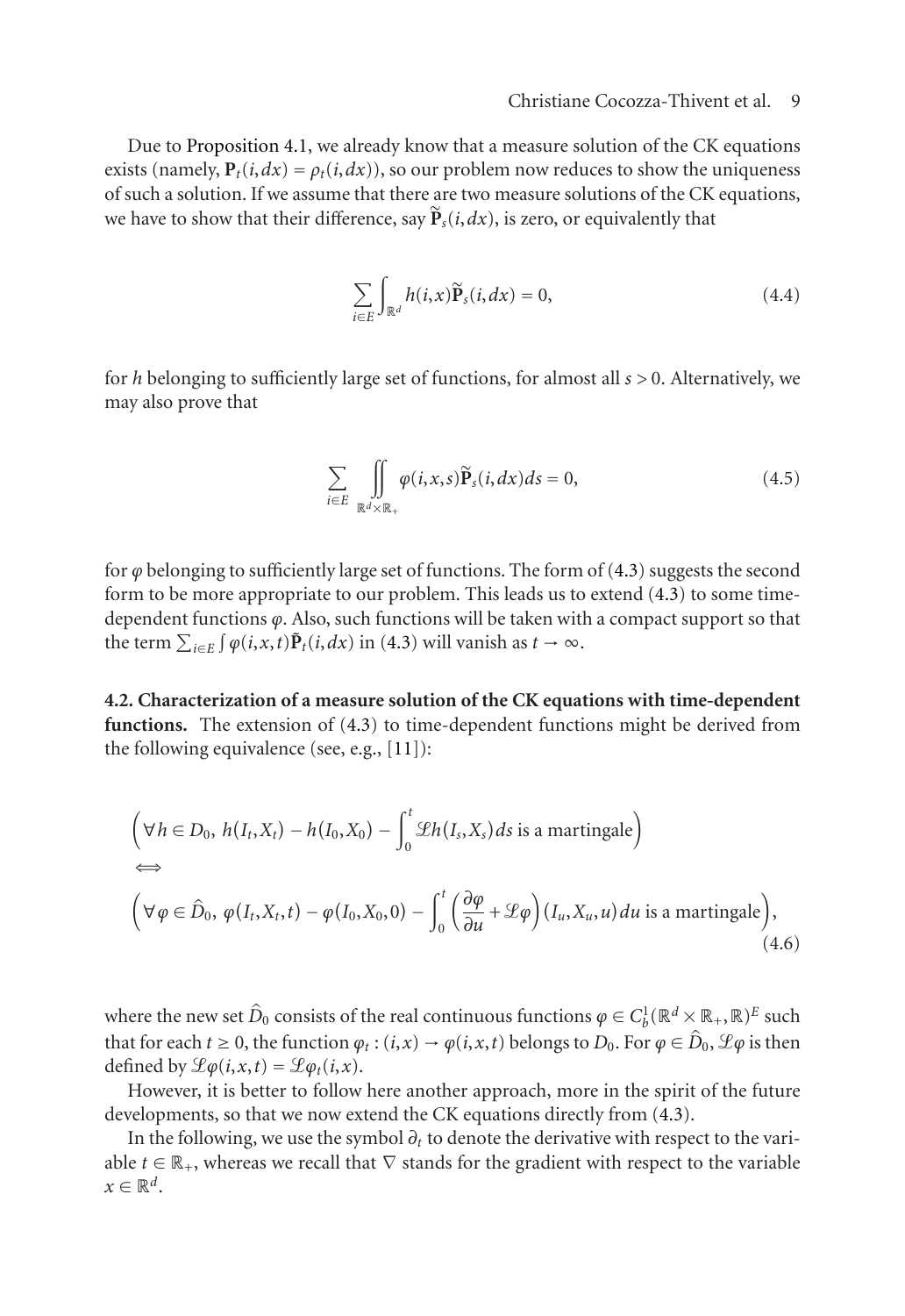Due to Proposition 4.1, we already know that a measure solution of the CK equations exists (namely, $\mathbf{P}_t(i,dx) = \rho_t(i,dx)$), so our problem now reduces to show the uniqueness of such a solution. If we assume that there are two measure solutions of the CK equations, we have to show that their difference, say $\widetilde{\mathbf{P}}_s(i,dx)$, is zero, or equivalently that

$$\sum_{i \in E} \int_{\mathbb{R}^d} h(i,x)\widetilde{\mathbf{P}}_s(i,dx) = 0, \tag{4.4}$$

for $h$ belonging to sufficiently large set of functions, for almost all $s > 0$. Alternatively, we may also prove that

$$\sum_{i \in E} \iint_{\mathbb{R}^d \times \mathbb{R}_+} \varphi(i,x,s)\widetilde{\mathbf{P}}_s(i,dx)ds = 0, \tag{4.5}$$

for $\varphi$ belonging to sufficiently large set of functions. The form of (4.3) suggests the second form to be more appropriate to our problem. This leads us to extend (4.3) to some time-dependent functions $\varphi$. Also, such functions will be taken with a compact support so that the term $\sum_{i \in E} \int \varphi(i,x,t)\widetilde{\mathbf{P}}_t(i,dx)$ in (4.3) will vanish as $t \to \infty$.

**4.2. Characterization of a measure solution of the CK equations with time-dependent functions.** The extension of (4.3) to time-dependent functions might be derived from the following equivalence (see, e.g., [11]):

$$\begin{aligned}
&\left(\forall h \in D_0,\ h(I_t,X_t) - h(I_0,X_0) - \int_0^t \mathscr{L}h(I_s,X_s)\,ds \text{ is a martingale}\right) \\
&\Longleftrightarrow \\
&\left(\forall \varphi \in \widehat{D}_0,\ \varphi(I_t,X_t,t) - \varphi(I_0,X_0,0) - \int_0^t \left(\frac{\partial \varphi}{\partial u} + \mathscr{L}\varphi\right)(I_u,X_u,u)\,du \text{ is a martingale}\right),
\end{aligned} \tag{4.6}$$

where the new set $\widehat{D}_0$ consists of the real continuous functions $\varphi \in C_b^1(\mathbb{R}^d \times \mathbb{R}_+, \mathbb{R})^E$ such that for each $t \geq 0$, the function $\varphi_t : (i,x) \to \varphi(i,x,t)$ belongs to $D_0$. For $\varphi \in \widehat{D}_0$, $\mathscr{L}\varphi$ is then defined by $\mathscr{L}\varphi(i,x,t) = \mathscr{L}\varphi_t(i,x)$.

However, it is better to follow here another approach, more in the spirit of the future developments, so that we now extend the CK equations directly from (4.3).

In the following, we use the symbol $\partial_t$ to denote the derivative with respect to the variable $t \in \mathbb{R}_+$, whereas we recall that $\nabla$ stands for the gradient with respect to the variable $x \in \mathbb{R}^d$.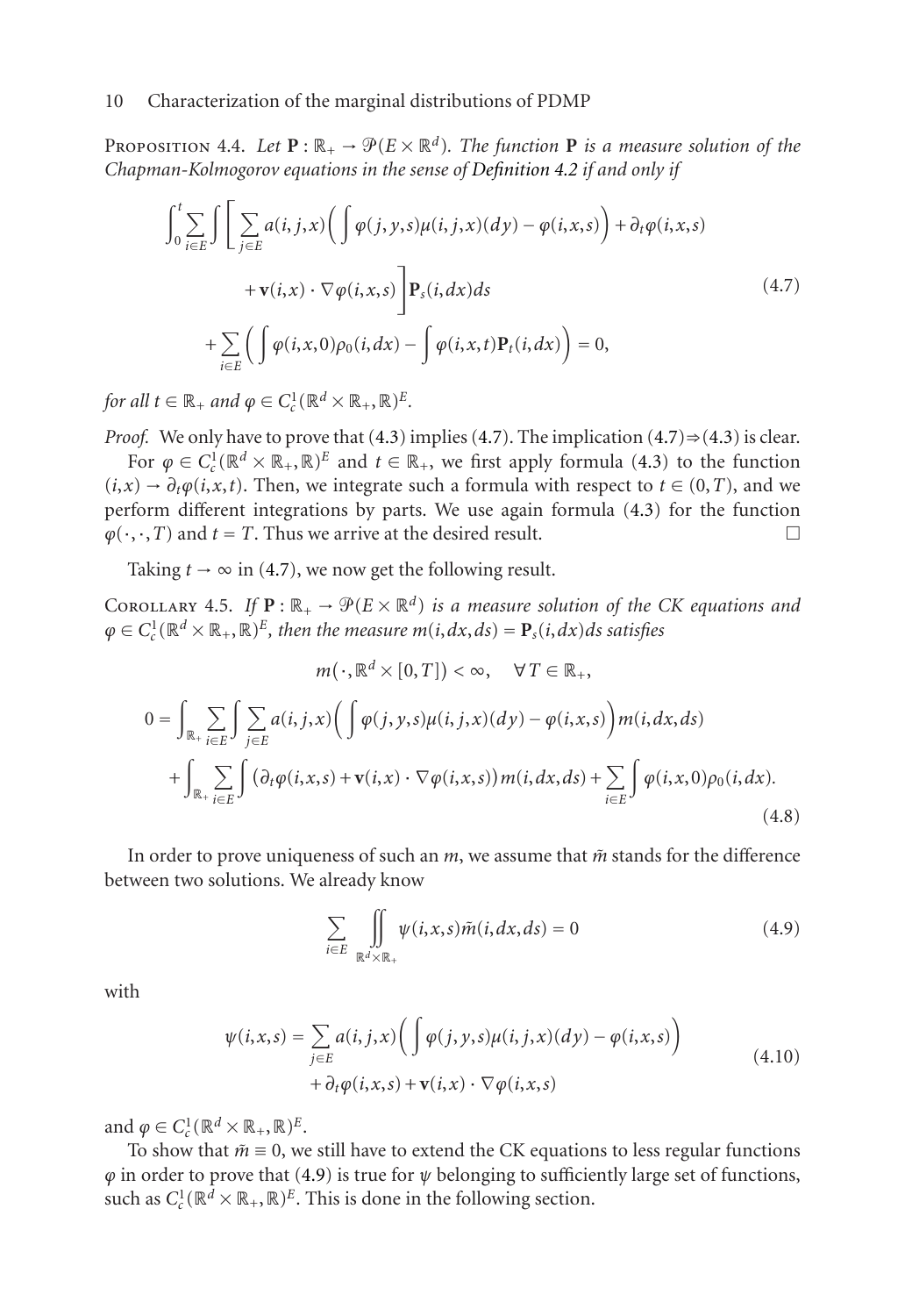Proposition 4.4. *Let $\mathbf{P} : \mathbb{R}_+ \to \mathcal{P}(E \times \mathbb{R}^d)$. The function $\mathbf{P}$ is a measure solution of the Chapman-Kolmogorov equations in the sense of Definition 4.2 if and only if*

$$
\begin{aligned}
\int_0^t \sum_{i \in E} \int \bigg[ \sum_{j \in E} a(i,j,x) \Big( \int \varphi(j,y,s)\mu(i,j,x)(dy) - \varphi(i,x,s) \Big) + \partial_t \varphi(i,x,s) \\
+ \mathbf{v}(i,x) \cdot \nabla \varphi(i,x,s) \bigg] \mathbf{P}_s(i,dx)ds \\
+ \sum_{i \in E} \Big( \int \varphi(i,x,0)\rho_0(i,dx) - \int \varphi(i,x,t)\mathbf{P}_t(i,dx) \Big) = 0,
\end{aligned}
\tag{4.7}
$$

*for all $t \in \mathbb{R}_+$ and $\varphi \in C_c^1(\mathbb{R}^d \times \mathbb{R}_+, \mathbb{R})^E$.*

*Proof.* We only have to prove that (4.3) implies (4.7). The implication (4.7)⇒(4.3) is clear.

For $\varphi \in C_c^1(\mathbb{R}^d \times \mathbb{R}_+, \mathbb{R})^E$ and $t \in \mathbb{R}_+$, we first apply formula (4.3) to the function $(i,x) \to \partial_t \varphi(i,x,t)$. Then, we integrate such a formula with respect to $t \in (0,T)$, and we perform different integrations by parts. We use again formula (4.3) for the function $\varphi(\cdot,\cdot,T)$ and $t = T$. Thus we arrive at the desired result. □

Taking $t \to \infty$ in (4.7), we now get the following result.

Corollary 4.5. *If $\mathbf{P} : \mathbb{R}_+ \to \mathcal{P}(E \times \mathbb{R}^d)$ is a measure solution of the CK equations and $\varphi \in C_c^1(\mathbb{R}^d \times \mathbb{R}_+, \mathbb{R})^E$, then the measure $m(i,dx,ds) = \mathbf{P}_s(i,dx)ds$ satisfies*

$$
m\big(\cdot, \mathbb{R}^d \times [0,T]\big) < \infty, \quad \forall T \in \mathbb{R}_+,
$$

$$
\begin{aligned}
0 = \int_{\mathbb{R}_+} \sum_{i \in E} \int \sum_{j \in E} a(i,j,x) \Big( \int \varphi(j,y,s)\mu(i,j,x)(dy) - \varphi(i,x,s) \Big) m(i,dx,ds) \\
+ \int_{\mathbb{R}_+} \sum_{i \in E} \int \big( \partial_t \varphi(i,x,s) + \mathbf{v}(i,x) \cdot \nabla \varphi(i,x,s) \big) m(i,dx,ds) + \sum_{i \in E} \int \varphi(i,x,0)\rho_0(i,dx).
\end{aligned}
\tag{4.8}
$$

In order to prove uniqueness of such an $m$, we assume that $\bar{m}$ stands for the difference between two solutions. We already know

$$
\sum_{i \in E} \iint_{\mathbb{R}^d \times \mathbb{R}_+} \psi(i,x,s)\bar{m}(i,dx,ds) = 0
\tag{4.9}
$$

with

$$
\begin{aligned}
\psi(i,x,s) = \sum_{j \in E} a(i,j,x) \Big( \int \varphi(j,y,s)\mu(i,j,x)(dy) - \varphi(i,x,s) \Big) \\
+ \partial_t \varphi(i,x,s) + \mathbf{v}(i,x) \cdot \nabla \varphi(i,x,s)
\end{aligned}
\tag{4.10}
$$

and $\varphi \in C_c^1(\mathbb{R}^d \times \mathbb{R}_+, \mathbb{R})^E$.

To show that $\bar{m} \equiv 0$, we still have to extend the CK equations to less regular functions $\varphi$ in order to prove that (4.9) is true for $\psi$ belonging to sufficiently large set of functions, such as $C_c^1(\mathbb{R}^d \times \mathbb{R}_+, \mathbb{R})^E$. This is done in the following section.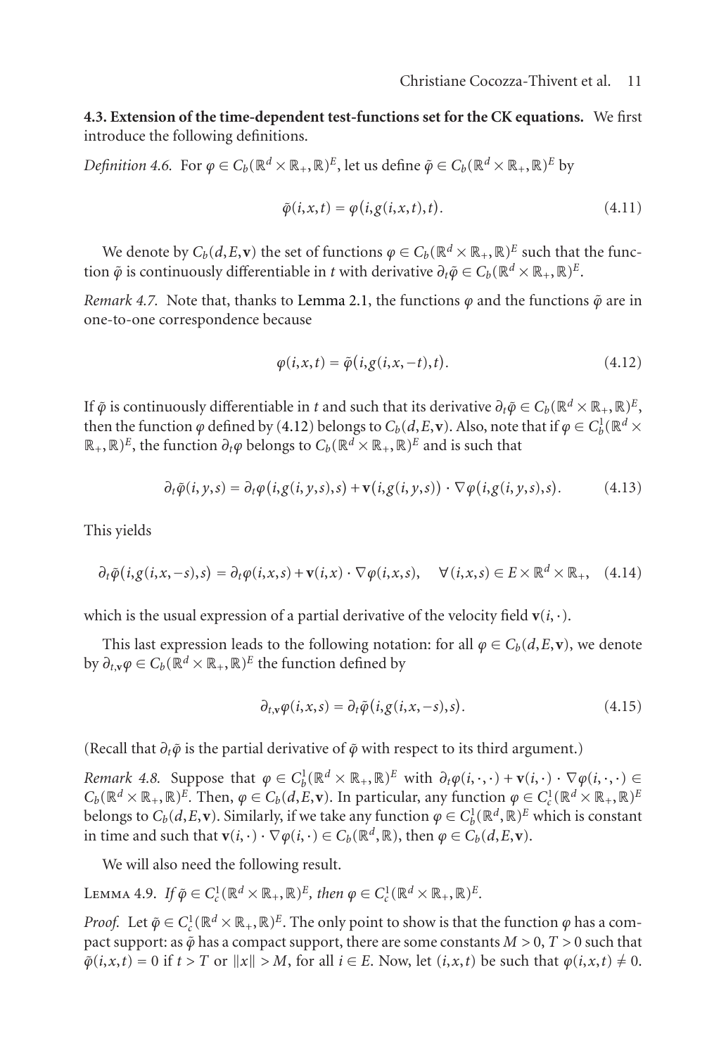**4.3. Extension of the time-dependent test-functions set for the CK equations.** We first introduce the following definitions.

*Definition 4.6.* For $\varphi \in C_b(\mathbb{R}^d \times \mathbb{R}_+, \mathbb{R})^E$, let us define $\tilde{\varphi} \in C_b(\mathbb{R}^d \times \mathbb{R}_+, \mathbb{R})^E$ by

$$\tilde{\varphi}(i,x,t) = \varphi(i,g(i,x,t),t). \tag{4.11}$$

We denote by $C_b(d,E,\mathbf{v})$ the set of functions $\varphi \in C_b(\mathbb{R}^d \times \mathbb{R}_+, \mathbb{R})^E$ such that the function $\tilde{\varphi}$ is continuously differentiable in $t$ with derivative $\partial_t \tilde{\varphi} \in C_b(\mathbb{R}^d \times \mathbb{R}_+, \mathbb{R})^E$.

*Remark 4.7.* Note that, thanks to Lemma 2.1, the functions $\varphi$ and the functions $\tilde{\varphi}$ are in one-to-one correspondence because

$$\varphi(i,x,t) = \tilde{\varphi}(i,g(i,x,-t),t). \tag{4.12}$$

If $\tilde{\varphi}$ is continuously differentiable in $t$ and such that its derivative $\partial_t \tilde{\varphi} \in C_b(\mathbb{R}^d \times \mathbb{R}_+, \mathbb{R})^E$, then the function $\varphi$ defined by (4.12) belongs to $C_b(d,E,\mathbf{v})$. Also, note that if $\varphi \in C_b^1(\mathbb{R}^d \times \mathbb{R}_+, \mathbb{R})^E$, the function $\partial_t \varphi$ belongs to $C_b(\mathbb{R}^d \times \mathbb{R}_+, \mathbb{R})^E$ and is such that

$$\partial_t \tilde{\varphi}(i,y,s) = \partial_t \varphi(i,g(i,y,s),s) + \mathbf{v}(i,g(i,y,s)) \cdot \nabla \varphi(i,g(i,y,s),s). \tag{4.13}$$

This yields

$$\partial_t \tilde{\varphi}(i,g(i,x,-s),s) = \partial_t \varphi(i,x,s) + \mathbf{v}(i,x) \cdot \nabla \varphi(i,x,s), \quad \forall (i,x,s) \in E \times \mathbb{R}^d \times \mathbb{R}_+, \tag{4.14}$$

which is the usual expression of a partial derivative of the velocity field $\mathbf{v}(i,\cdot)$.

This last expression leads to the following notation: for all $\varphi \in C_b(d,E,\mathbf{v})$, we denote by $\partial_{t,\mathbf{v}} \varphi \in C_b(\mathbb{R}^d \times \mathbb{R}_+, \mathbb{R})^E$ the function defined by

$$\partial_{t,\mathbf{v}} \varphi(i,x,s) = \partial_t \tilde{\varphi}(i,g(i,x,-s),s). \tag{4.15}$$

(Recall that $\partial_t \tilde{\varphi}$ is the partial derivative of $\tilde{\varphi}$ with respect to its third argument.)

*Remark 4.8.* Suppose that $\varphi \in C_b^1(\mathbb{R}^d \times \mathbb{R}_+, \mathbb{R})^E$ with $\partial_t \varphi(i,\cdot,\cdot) + \mathbf{v}(i,\cdot) \cdot \nabla \varphi(i,\cdot,\cdot) \in C_b(\mathbb{R}^d \times \mathbb{R}_+, \mathbb{R})^E$. Then, $\varphi \in C_b(d,E,\mathbf{v})$. In particular, any function $\varphi \in C_c^1(\mathbb{R}^d \times \mathbb{R}_+, \mathbb{R})^E$ belongs to $C_b(d,E,\mathbf{v})$. Similarly, if we take any function $\varphi \in C_b^1(\mathbb{R}^d, \mathbb{R})^E$ which is constant in time and such that $\mathbf{v}(i,\cdot) \cdot \nabla \varphi(i,\cdot) \in C_b(\mathbb{R}^d, \mathbb{R})$, then $\varphi \in C_b(d,E,\mathbf{v})$.

We will also need the following result.

Lemma 4.9. *If $\tilde{\varphi} \in C_c^1(\mathbb{R}^d \times \mathbb{R}_+, \mathbb{R})^E$, then $\varphi \in C_c^1(\mathbb{R}^d \times \mathbb{R}_+, \mathbb{R})^E$.*

*Proof.* Let $\tilde{\varphi} \in C_c^1(\mathbb{R}^d \times \mathbb{R}_+, \mathbb{R})^E$. The only point to show is that the function $\varphi$ has a compact support: as $\tilde{\varphi}$ has a compact support, there are some constants $M > 0$, $T > 0$ such that $\tilde{\varphi}(i,x,t) = 0$ if $t > T$ or $\|x\| > M$, for all $i \in E$. Now, let $(i,x,t)$ be such that $\varphi(i,x,t) \neq 0$.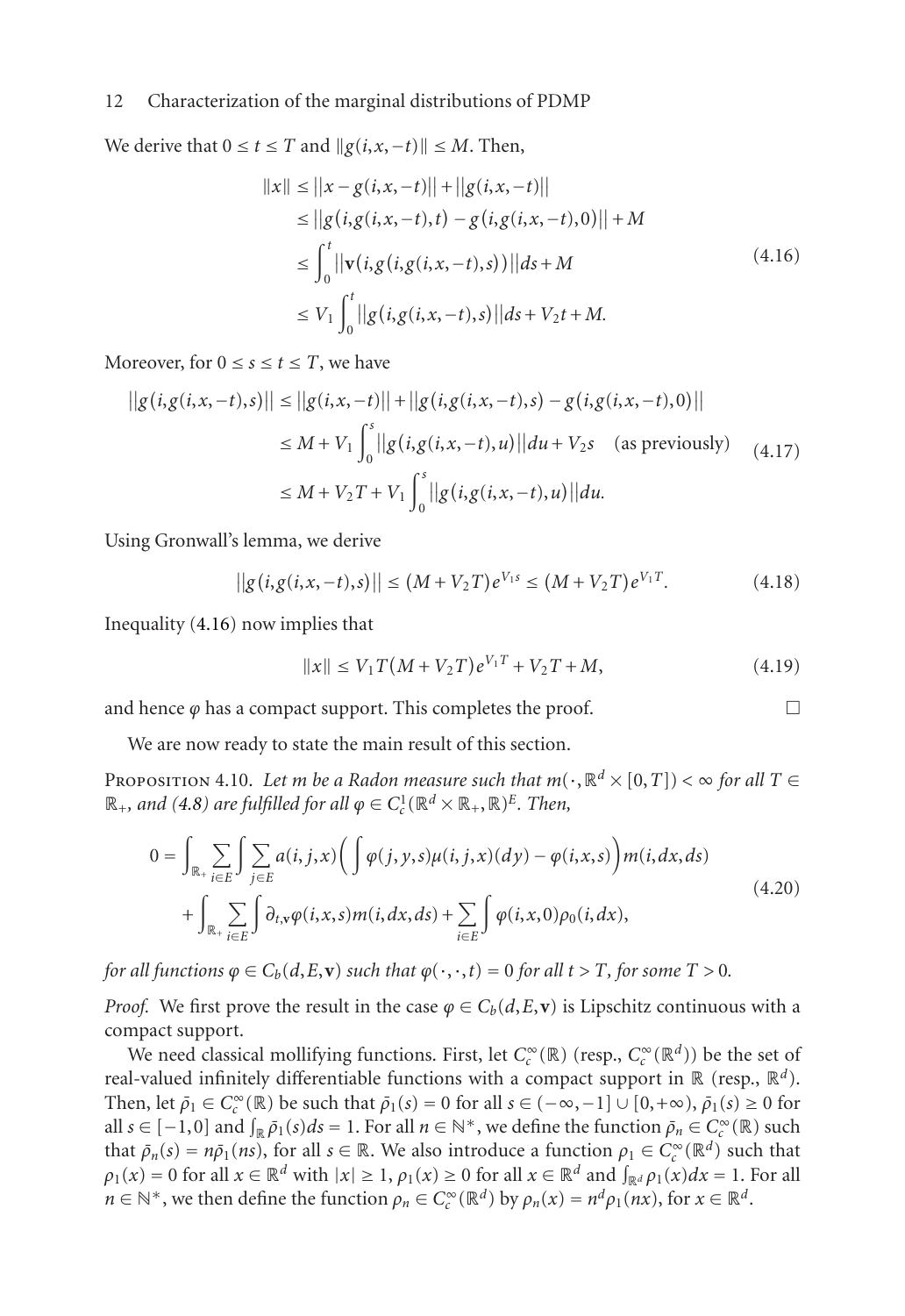We derive that $0 \le t \le T$ and $\|g(i,x,-t)\| \le M$. Then,

$$
\begin{aligned}
\|x\| &\le \|x - g(i,x,-t)\| + \|g(i,x,-t)\| \\
&\le \|g(i,g(i,x,-t),t) - g(i,g(i,x,-t),0)\| + M \\
&\le \int_0^t \|\mathbf{v}(i,g(i,g(i,x,-t),s))\| ds + M \\
&\le V_1 \int_0^t \|g(i,g(i,x,-t),s)\| ds + V_2 t + M.
\end{aligned}
\tag{4.16}
$$

Moreover, for $0 \le s \le t \le T$, we have

$$
\begin{aligned}
\|g(i,g(i,x,-t),s)\| &\le \|g(i,x,-t)\| + \|g(i,g(i,x,-t),s) - g(i,g(i,x,-t),0)\| \\
&\le M + V_1 \int_0^s \|g(i,g(i,x,-t),u)\| du + V_2 s \quad \text{(as previously)} \\
&\le M + V_2 T + V_1 \int_0^s \|g(i,g(i,x,-t),u)\| du.
\end{aligned}
\tag{4.17}
$$

Using Gronwall's lemma, we derive

$$
\|g(i,g(i,x,-t),s)\| \le (M + V_2 T)e^{V_1 s} \le (M + V_2 T)e^{V_1 T}. \tag{4.18}
$$

Inequality (4.16) now implies that

$$
\|x\| \le V_1 T (M + V_2 T) e^{V_1 T} + V_2 T + M, \tag{4.19}
$$

and hence $\varphi$ has a compact support. This completes the proof. □

We are now ready to state the main result of this section.

Proposition 4.10. *Let $m$ be a Radon measure such that $m(\cdot, \mathbb{R}^d \times [0,T]) < \infty$ for all $T \in \mathbb{R}_+$, and (4.8) are fulfilled for all $\varphi \in C_c^1(\mathbb{R}^d \times \mathbb{R}_+, \mathbb{R})^E$. Then,*

$$
\begin{aligned}
0 = &\int_{\mathbb{R}_+} \sum_{i \in E} \int \sum_{j \in E} a(i,j,x) \Big( \int \varphi(j,y,s)\mu(i,j,x)(dy) - \varphi(i,x,s) \Big) m(i,dx,ds) \\
&+ \int_{\mathbb{R}_+} \sum_{i \in E} \int \partial_{t,\mathbf{v}} \varphi(i,x,s) m(i,dx,ds) + \sum_{i \in E} \int \varphi(i,x,0)\rho_0(i,dx),
\end{aligned}
\tag{4.20}
$$

*for all functions $\varphi \in C_b(d,E,\mathbf{v})$ such that $\varphi(\cdot,\cdot,t) = 0$ for all $t > T$, for some $T > 0$.*

*Proof.* We first prove the result in the case $\varphi \in C_b(d,E,\mathbf{v})$ is Lipschitz continuous with a compact support.

We need classical mollifying functions. First, let $C_c^\infty(\mathbb{R})$ (resp., $C_c^\infty(\mathbb{R}^d)$) be the set of real-valued infinitely differentiable functions with a compact support in $\mathbb{R}$ (resp., $\mathbb{R}^d$). Then, let $\bar{\rho}_1 \in C_c^\infty(\mathbb{R})$ be such that $\bar{\rho}_1(s) = 0$ for all $s \in (-\infty,-1] \cup [0,+\infty)$, $\bar{\rho}_1(s) \ge 0$ for all $s \in [-1,0]$ and $\int_{\mathbb{R}} \bar{\rho}_1(s) ds = 1$. For all $n \in \mathbb{N}^*$, we define the function $\bar{\rho}_n \in C_c^\infty(\mathbb{R})$ such that $\bar{\rho}_n(s) = n\bar{\rho}_1(ns)$, for all $s \in \mathbb{R}$. We also introduce a function $\rho_1 \in C_c^\infty(\mathbb{R}^d)$ such that $\rho_1(x) = 0$ for all $x \in \mathbb{R}^d$ with $|x| \ge 1$, $\rho_1(x) \ge 0$ for all $x \in \mathbb{R}^d$ and $\int_{\mathbb{R}^d} \rho_1(x) dx = 1$. For all $n \in \mathbb{N}^*$, we then define the function $\rho_n \in C_c^\infty(\mathbb{R}^d)$ by $\rho_n(x) = n^d \rho_1(nx)$, for $x \in \mathbb{R}^d$.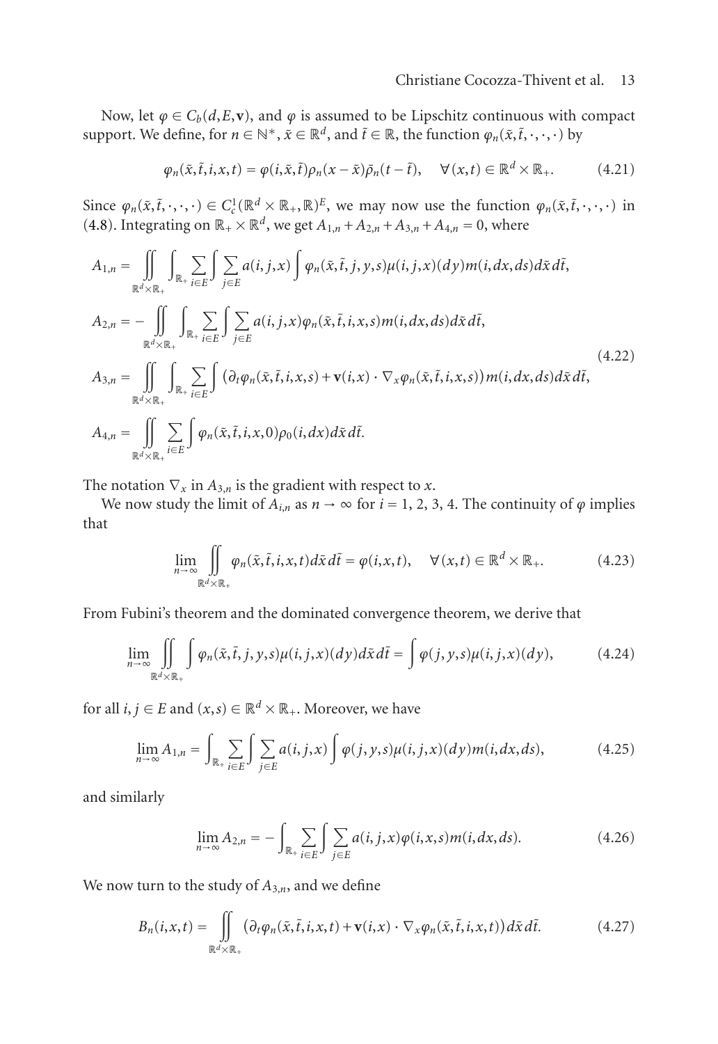Now, let $\varphi \in C_b(d, E, \mathbf{v})$, and $\varphi$ is assumed to be Lipschitz continuous with compact support. We define, for $n \in \mathbb{N}^*$, $\tilde{x} \in \mathbb{R}^d$, and $\tilde{t} \in \mathbb{R}$, the function $\varphi_n(\tilde{x}, \tilde{t}, \cdot, \cdot, \cdot)$ by

$$\varphi_n(\tilde{x}, \tilde{t}, i, x, t) = \varphi(i, \tilde{x}, \tilde{t}) \rho_n(x - \tilde{x}) \bar{\rho}_n(t - \tilde{t}), \quad \forall (x, t) \in \mathbb{R}^d \times \mathbb{R}_+. \tag{4.21}$$

Since $\varphi_n(\tilde{x}, \tilde{t}, \cdot, \cdot, \cdot) \in C_c^1(\mathbb{R}^d \times \mathbb{R}_+, \mathbb{R})^E$, we may now use the function $\varphi_n(\tilde{x}, \tilde{t}, \cdot, \cdot, \cdot)$ in (4.8). Integrating on $\mathbb{R}_+ \times \mathbb{R}^d$, we get $A_{1,n} + A_{2,n} + A_{3,n} + A_{4,n} = 0$, where

$$\begin{aligned}
A_{1,n} &= \iint_{\mathbb{R}^d \times \mathbb{R}_+} \int_{\mathbb{R}_+} \sum_{i \in E} \int \sum_{j \in E} a(i, j, x) \int \varphi_n(\tilde{x}, \tilde{t}, j, y, s) \mu(i, j, x)(dy) m(i, dx, ds) d\tilde{x}\, d\tilde{t}, \\
A_{2,n} &= -\iint_{\mathbb{R}^d \times \mathbb{R}_+} \int_{\mathbb{R}_+} \sum_{i \in E} \int \sum_{j \in E} a(i, j, x) \varphi_n(\tilde{x}, \tilde{t}, i, x, s) m(i, dx, ds) d\tilde{x}\, d\tilde{t}, \\
A_{3,n} &= \iint_{\mathbb{R}^d \times \mathbb{R}_+} \int_{\mathbb{R}_+} \sum_{i \in E} \int \left( \partial_t \varphi_n(\tilde{x}, \tilde{t}, i, x, s) + \mathbf{v}(i, x) \cdot \nabla_x \varphi_n(\tilde{x}, \tilde{t}, i, x, s) \right) m(i, dx, ds) d\tilde{x}\, d\tilde{t}, \\
A_{4,n} &= \iint_{\mathbb{R}^d \times \mathbb{R}_+} \sum_{i \in E} \int \varphi_n(\tilde{x}, \tilde{t}, i, x, 0) \rho_0(i, dx) d\tilde{x}\, d\tilde{t}.
\end{aligned} \tag{4.22}$$

The notation $\nabla_x$ in $A_{3,n}$ is the gradient with respect to $x$.

We now study the limit of $A_{i,n}$ as $n \to \infty$ for $i = 1, 2, 3, 4$. The continuity of $\varphi$ implies that

$$\lim_{n \to \infty} \iint_{\mathbb{R}^d \times \mathbb{R}_+} \varphi_n(\tilde{x}, \tilde{t}, i, x, t) d\tilde{x}\, d\tilde{t} = \varphi(i, x, t), \quad \forall (x, t) \in \mathbb{R}^d \times \mathbb{R}_+. \tag{4.23}$$

From Fubini's theorem and the dominated convergence theorem, we derive that

$$\lim_{n \to \infty} \iint_{\mathbb{R}^d \times \mathbb{R}_+} \int \varphi_n(\tilde{x}, \tilde{t}, j, y, s) \mu(i, j, x)(dy) d\tilde{x}\, d\tilde{t} = \int \varphi(j, y, s) \mu(i, j, x)(dy), \tag{4.24}$$

for all $i, j \in E$ and $(x, s) \in \mathbb{R}^d \times \mathbb{R}_+$. Moreover, we have

$$\lim_{n \to \infty} A_{1,n} = \int_{\mathbb{R}_+} \sum_{i \in E} \int \sum_{j \in E} a(i, j, x) \int \varphi(j, y, s) \mu(i, j, x)(dy) m(i, dx, ds), \tag{4.25}$$

and similarly

$$\lim_{n \to \infty} A_{2,n} = -\int_{\mathbb{R}_+} \sum_{i \in E} \int \sum_{j \in E} a(i, j, x) \varphi(i, x, s) m(i, dx, ds). \tag{4.26}$$

We now turn to the study of $A_{3,n}$, and we define

$$B_n(i, x, t) = \iint_{\mathbb{R}^d \times \mathbb{R}_+} \left( \partial_t \varphi_n(\tilde{x}, \tilde{t}, i, x, t) + \mathbf{v}(i, x) \cdot \nabla_x \varphi_n(\tilde{x}, \tilde{t}, i, x, t) \right) d\tilde{x}\, d\tilde{t}. \tag{4.27}$$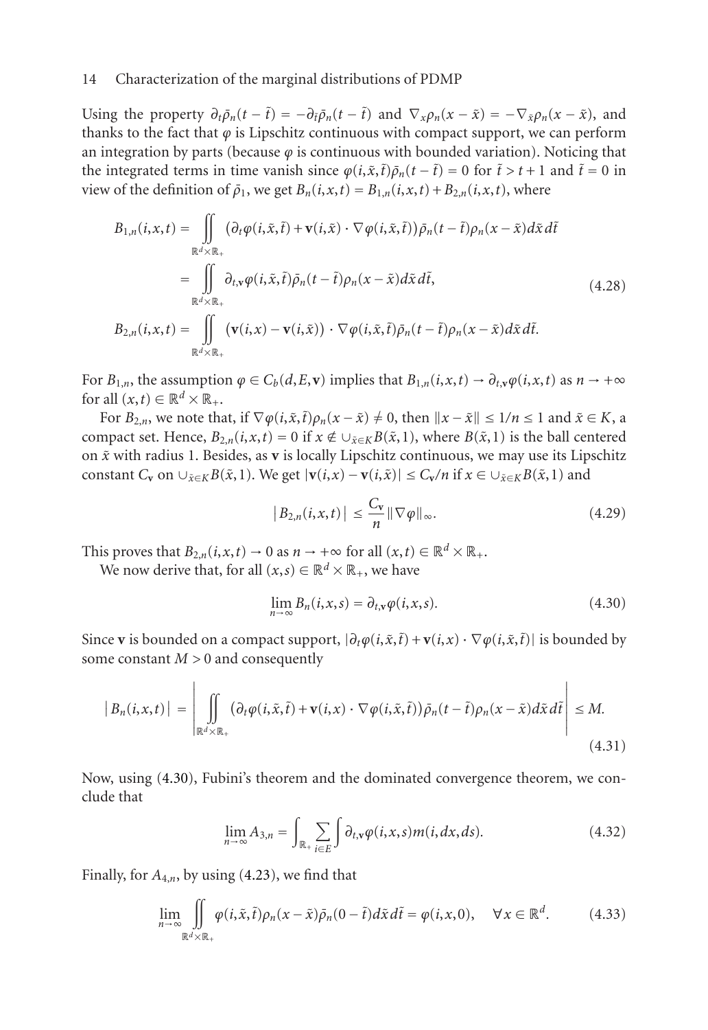Using the property $\partial_t \bar{\rho}_n(t-\tilde{t}) = -\partial_{\tilde{t}} \bar{\rho}_n(t-\tilde{t})$ and $\nabla_x \rho_n(x-\tilde{x}) = -\nabla_{\tilde{x}} \rho_n(x-\tilde{x})$, and thanks to the fact that $\varphi$ is Lipschitz continuous with compact support, we can perform an integration by parts (because $\varphi$ is continuous with bounded variation). Noticing that the integrated terms in time vanish since $\varphi(i,\tilde{x},\tilde{t})\bar{\rho}_n(t-\tilde{t}) = 0$ for $\tilde{t} > t+1$ and $\tilde{t} = 0$ in view of the definition of $\bar{\rho}_1$, we get $B_n(i,x,t) = B_{1,n}(i,x,t) + B_{2,n}(i,x,t)$, where

$$
\begin{aligned}
B_{1,n}(i,x,t) &= \iint_{\mathbb{R}^d \times \mathbb{R}_+} \left(\partial_t \varphi(i,\tilde{x},\tilde{t}) + \mathbf{v}(i,\tilde{x}) \cdot \nabla \varphi(i,\tilde{x},\tilde{t})\right) \bar{\rho}_n(t-\tilde{t}) \rho_n(x-\tilde{x}) d\tilde{x}\, d\tilde{t} \\
&= \iint_{\mathbb{R}^d \times \mathbb{R}_+} \partial_{t,\mathbf{v}} \varphi(i,\tilde{x},\tilde{t}) \bar{\rho}_n(t-\tilde{t}) \rho_n(x-\tilde{x}) d\tilde{x}\, d\tilde{t}, \\
B_{2,n}(i,x,t) &= \iint_{\mathbb{R}^d \times \mathbb{R}_+} \left(\mathbf{v}(i,x) - \mathbf{v}(i,\tilde{x})\right) \cdot \nabla \varphi(i,\tilde{x},\tilde{t}) \bar{\rho}_n(t-\tilde{t}) \rho_n(x-\tilde{x}) d\tilde{x}\, d\tilde{t}.
\end{aligned}
\tag{4.28}
$$

For $B_{1,n}$, the assumption $\varphi \in C_b(d,E,\mathbf{v})$ implies that $B_{1,n}(i,x,t) \to \partial_{t,\mathbf{v}} \varphi(i,x,t)$ as $n \to +\infty$ for all $(x,t) \in \mathbb{R}^d \times \mathbb{R}_+$.

For $B_{2,n}$, we note that, if $\nabla \varphi(i,\tilde{x},\tilde{t}) \rho_n(x-\tilde{x}) \neq 0$, then $\|x-\tilde{x}\| \leq 1/n \leq 1$ and $\tilde{x} \in K$, a compact set. Hence, $B_{2,n}(i,x,t) = 0$ if $x \notin \cup_{\tilde{x} \in K} B(\tilde{x},1)$, where $B(\tilde{x},1)$ is the ball centered on $\tilde{x}$ with radius 1. Besides, as $\mathbf{v}$ is locally Lipschitz continuous, we may use its Lipschitz constant $C_{\mathbf{v}}$ on $\cup_{\tilde{x} \in K} B(\tilde{x},1)$. We get $|\mathbf{v}(i,x) - \mathbf{v}(i,\tilde{x})| \leq C_{\mathbf{v}}/n$ if $x \in \cup_{\tilde{x} \in K} B(\tilde{x},1)$ and

$$
\left| B_{2,n}(i,x,t) \right| \leq \frac{C_{\mathbf{v}}}{n} \|\nabla \varphi\|_\infty. \tag{4.29}
$$

This proves that $B_{2,n}(i,x,t) \to 0$ as $n \to +\infty$ for all $(x,t) \in \mathbb{R}^d \times \mathbb{R}_+$.

We now derive that, for all $(x,s) \in \mathbb{R}^d \times \mathbb{R}_+$, we have

$$
\lim_{n \to \infty} B_n(i,x,s) = \partial_{t,\mathbf{v}} \varphi(i,x,s). \tag{4.30}
$$

Since $\mathbf{v}$ is bounded on a compact support, $|\partial_t \varphi(i,\tilde{x},\tilde{t}) + \mathbf{v}(i,x) \cdot \nabla \varphi(i,\tilde{x},\tilde{t})|$ is bounded by some constant $M > 0$ and consequently

$$
\left| B_n(i,x,t) \right| = \left| \iint_{\mathbb{R}^d \times \mathbb{R}_+} \left(\partial_t \varphi(i,\tilde{x},\tilde{t}) + \mathbf{v}(i,x) \cdot \nabla \varphi(i,\tilde{x},\tilde{t})\right) \bar{\rho}_n(t-\tilde{t}) \rho_n(x-\tilde{x}) d\tilde{x}\, d\tilde{t} \right| \leq M. \tag{4.31}
$$

Now, using (4.30), Fubini's theorem and the dominated convergence theorem, we conclude that

$$
\lim_{n \to \infty} A_{3,n} = \int_{\mathbb{R}_+} \sum_{i \in E} \int \partial_{t,\mathbf{v}} \varphi(i,x,s) m(i,dx,ds). \tag{4.32}
$$

Finally, for $A_{4,n}$, by using (4.23), we find that

$$
\lim_{n \to \infty} \iint_{\mathbb{R}^d \times \mathbb{R}_+} \varphi(i,\tilde{x},\tilde{t}) \rho_n(x-\tilde{x}) \bar{\rho}_n(0-\tilde{t}) d\tilde{x}\, d\tilde{t} = \varphi(i,x,0), \quad \forall x \in \mathbb{R}^d. \tag{4.33}
$$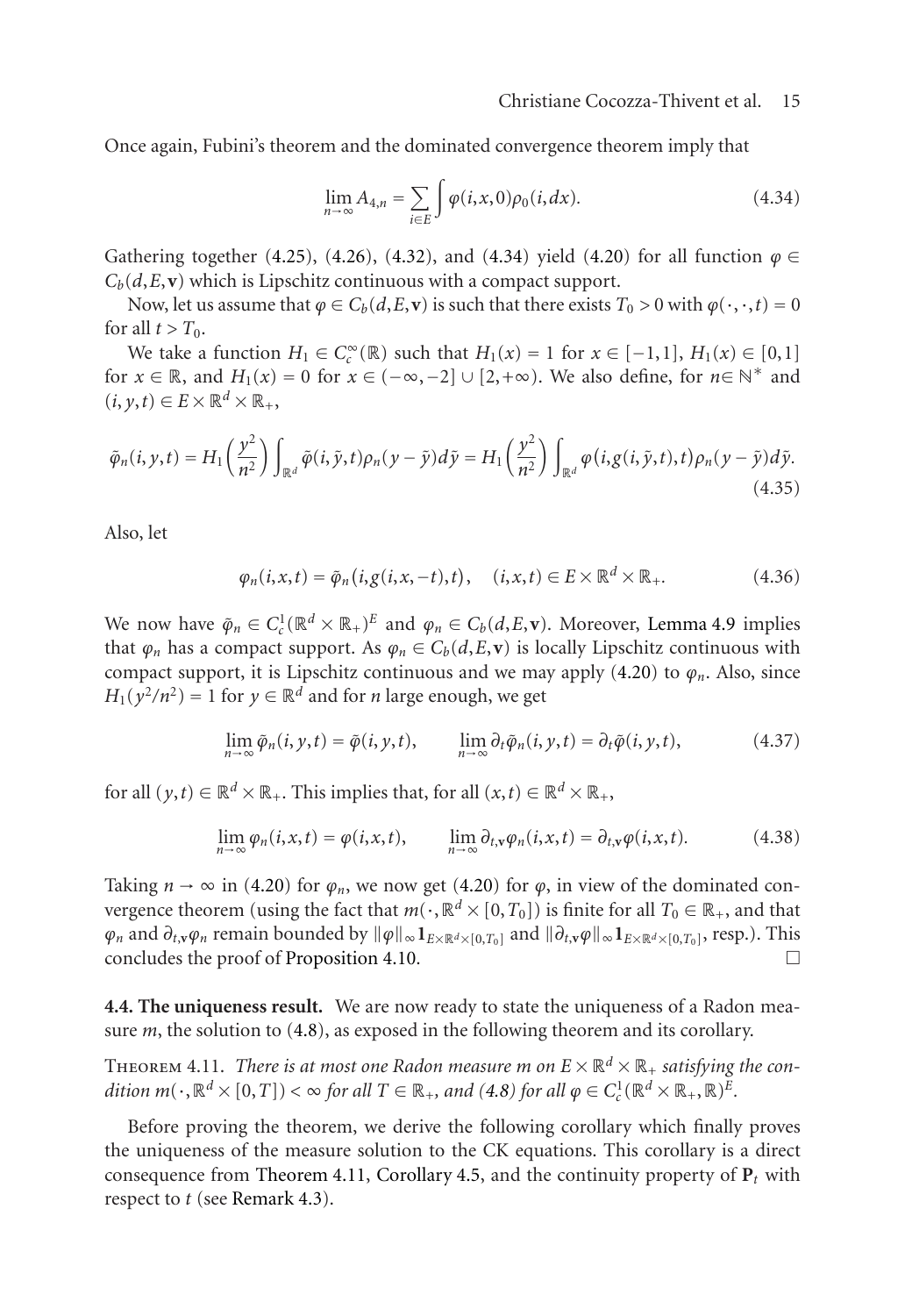Once again, Fubini's theorem and the dominated convergence theorem imply that

$$\lim_{n\to\infty} A_{4,n} = \sum_{i\in E} \int \varphi(i,x,0)\rho_0(i,dx). \tag{4.34}$$

Gathering together (4.25), (4.26), (4.32), and (4.34) yield (4.20) for all function $\varphi \in C_b(d,E,\mathbf{v})$ which is Lipschitz continuous with a compact support.

Now, let us assume that $\varphi \in C_b(d,E,\mathbf{v})$ is such that there exists $T_0 > 0$ with $\varphi(\cdot,\cdot,t) = 0$ for all $t > T_0$.

We take a function $H_1 \in C_c^\infty(\mathbb{R})$ such that $H_1(x) = 1$ for $x \in [-1,1]$, $H_1(x) \in [0,1]$ for $x \in \mathbb{R}$, and $H_1(x) = 0$ for $x \in (-\infty,-2] \cup [2,+\infty)$. We also define, for $n \in \mathbb{N}^*$ and $(i,y,t) \in E \times \mathbb{R}^d \times \mathbb{R}_+$,

$$\tilde{\varphi}_n(i,y,t) = H_1\left(\frac{y^2}{n^2}\right)\int_{\mathbb{R}^d} \tilde{\varphi}(i,\tilde{y},t)\rho_n(y-\tilde{y})d\tilde{y} = H_1\left(\frac{y^2}{n^2}\right)\int_{\mathbb{R}^d} \varphi(i,g(i,\tilde{y},t),t)\rho_n(y-\tilde{y})d\tilde{y}. \tag{4.35}$$

Also, let

$$\varphi_n(i,x,t) = \tilde{\varphi}_n(i,g(i,x,-t),t), \quad (i,x,t) \in E \times \mathbb{R}^d \times \mathbb{R}_+. \tag{4.36}$$

We now have $\tilde{\varphi}_n \in C_c^1(\mathbb{R}^d \times \mathbb{R}_+)^E$ and $\varphi_n \in C_b(d,E,\mathbf{v})$. Moreover, Lemma 4.9 implies that $\varphi_n$ has a compact support. As $\varphi_n \in C_b(d,E,\mathbf{v})$ is locally Lipschitz continuous with compact support, it is Lipschitz continuous and we may apply (4.20) to $\varphi_n$. Also, since $H_1(y^2/n^2) = 1$ for $y \in \mathbb{R}^d$ and for $n$ large enough, we get

$$\lim_{n\to\infty} \tilde{\varphi}_n(i,y,t) = \tilde{\varphi}(i,y,t), \qquad \lim_{n\to\infty} \partial_t\tilde{\varphi}_n(i,y,t) = \partial_t\tilde{\varphi}(i,y,t), \tag{4.37}$$

for all $(y,t) \in \mathbb{R}^d \times \mathbb{R}_+$. This implies that, for all $(x,t) \in \mathbb{R}^d \times \mathbb{R}_+$,

$$\lim_{n\to\infty} \varphi_n(i,x,t) = \varphi(i,x,t), \qquad \lim_{n\to\infty} \partial_{t,\mathbf{v}}\varphi_n(i,x,t) = \partial_{t,\mathbf{v}}\varphi(i,x,t). \tag{4.38}$$

Taking $n \to \infty$ in (4.20) for $\varphi_n$, we now get (4.20) for $\varphi$, in view of the dominated convergence theorem (using the fact that $m(\cdot,\mathbb{R}^d \times [0,T_0])$ is finite for all $T_0 \in \mathbb{R}_+$, and that $\varphi_n$ and $\partial_{t,\mathbf{v}}\varphi_n$ remain bounded by $\|\varphi\|_\infty \mathbf{1}_{E\times\mathbb{R}^d\times[0,T_0]}$ and $\|\partial_{t,\mathbf{v}}\varphi\|_\infty \mathbf{1}_{E\times\mathbb{R}^d\times[0,T_0]}$, resp.). This concludes the proof of Proposition 4.10. □

**4.4. The uniqueness result.** We are now ready to state the uniqueness of a Radon measure $m$, the solution to (4.8), as exposed in the following theorem and its corollary.

Theorem 4.11. *There is at most one Radon measure $m$ on $E \times \mathbb{R}^d \times \mathbb{R}_+$ satisfying the condition $m(\cdot,\mathbb{R}^d \times [0,T]) < \infty$ for all $T \in \mathbb{R}_+$, and (4.8) for all $\varphi \in C_c^1(\mathbb{R}^d \times \mathbb{R}_+,\mathbb{R})^E$.*

Before proving the theorem, we derive the following corollary which finally proves the uniqueness of the measure solution to the CK equations. This corollary is a direct consequence from Theorem 4.11, Corollary 4.5, and the continuity property of $\mathbf{P}_t$ with respect to $t$ (see Remark 4.3).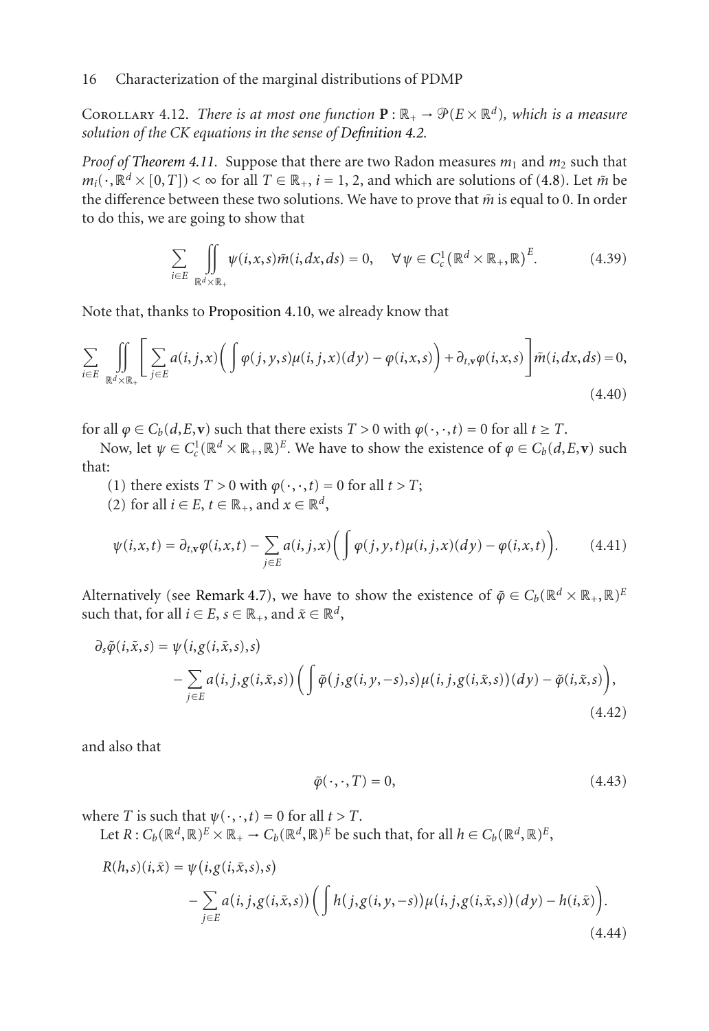Corollary 4.12. *There is at most one function $\mathbf{P} : \mathbb{R}_+ \to \mathcal{P}(E \times \mathbb{R}^d)$, which is a measure solution of the CK equations in the sense of Definition 4.2.*

*Proof of Theorem 4.11.* Suppose that there are two Radon measures $m_1$ and $m_2$ such that $m_i(\cdot, \mathbb{R}^d \times [0,T]) < \infty$ for all $T \in \mathbb{R}_+$, $i = 1, 2$, and which are solutions of (4.8). Let $\bar{m}$ be the difference between these two solutions. We have to prove that $\bar{m}$ is equal to 0. In order to do this, we are going to show that

$$\sum_{i\in E} \iint_{\mathbb{R}^d \times \mathbb{R}_+} \psi(i,x,s)\bar{m}(i,dx,ds) = 0, \quad \forall \psi \in C_c^1\big(\mathbb{R}^d \times \mathbb{R}_+, \mathbb{R}\big)^E. \tag{4.39}$$

Note that, thanks to Proposition 4.10, we already know that

$$\sum_{i\in E} \iint_{\mathbb{R}^d \times \mathbb{R}_+} \left[\sum_{j\in E} a(i,j,x)\Big(\int \varphi(j,y,s)\mu(i,j,x)(dy) - \varphi(i,x,s)\Big) + \partial_{t,\mathbf{v}}\varphi(i,x,s)\right]\bar{m}(i,dx,ds) = 0, \tag{4.40}$$

for all $\varphi \in C_b(d,E,\mathbf{v})$ such that there exists $T > 0$ with $\varphi(\cdot,\cdot,t) = 0$ for all $t \geq T$.

Now, let $\psi \in C_c^1(\mathbb{R}^d \times \mathbb{R}_+, \mathbb{R})^E$. We have to show the existence of $\varphi \in C_b(d,E,\mathbf{v})$ such that:

(1) there exists $T > 0$ with $\varphi(\cdot,\cdot,t) = 0$ for all $t > T$;

(2) for all $i \in E$, $t \in \mathbb{R}_+$, and $x \in \mathbb{R}^d$,

$$\psi(i,x,t) = \partial_{t,\mathbf{v}}\varphi(i,x,t) - \sum_{j\in E} a(i,j,x)\Big(\int \varphi(j,y,t)\mu(i,j,x)(dy) - \varphi(i,x,t)\Big). \tag{4.41}$$

Alternatively (see Remark 4.7), we have to show the existence of $\bar{\varphi} \in C_b(\mathbb{R}^d \times \mathbb{R}_+, \mathbb{R})^E$ such that, for all $i \in E$, $s \in \mathbb{R}_+$, and $\bar{x} \in \mathbb{R}^d$,

$$\begin{aligned}\partial_s\bar{\varphi}(i,\bar{x},s) = {}& \psi\big(i,g(i,\bar{x},s),s\big) \\ & - \sum_{j\in E} a\big(i,j,g(i,\bar{x},s)\big)\Big(\int \bar{\varphi}\big(j,g(i,y,-s),s\big)\mu\big(i,j,g(i,\bar{x},s)\big)(dy) - \bar{\varphi}(i,\bar{x},s)\Big),\end{aligned} \tag{4.42}$$

and also that

$$\bar{\varphi}(\cdot,\cdot,T) = 0, \tag{4.43}$$

where $T$ is such that $\psi(\cdot,\cdot,t) = 0$ for all $t > T$.

Let $R : C_b(\mathbb{R}^d,\mathbb{R})^E \times \mathbb{R}_+ \to C_b(\mathbb{R}^d,\mathbb{R})^E$ be such that, for all $h \in C_b(\mathbb{R}^d,\mathbb{R})^E$,

$$\begin{aligned}R(h,s)(i,\bar{x}) = {}& \psi\big(i,g(i,\bar{x},s),s\big) \\ & - \sum_{j\in E} a\big(i,j,g(i,\bar{x},s)\big)\Big(\int h\big(j,g(i,y,-s)\big)\mu\big(i,j,g(i,\bar{x},s)\big)(dy) - h(i,\bar{x})\Big).\end{aligned} \tag{4.44}$$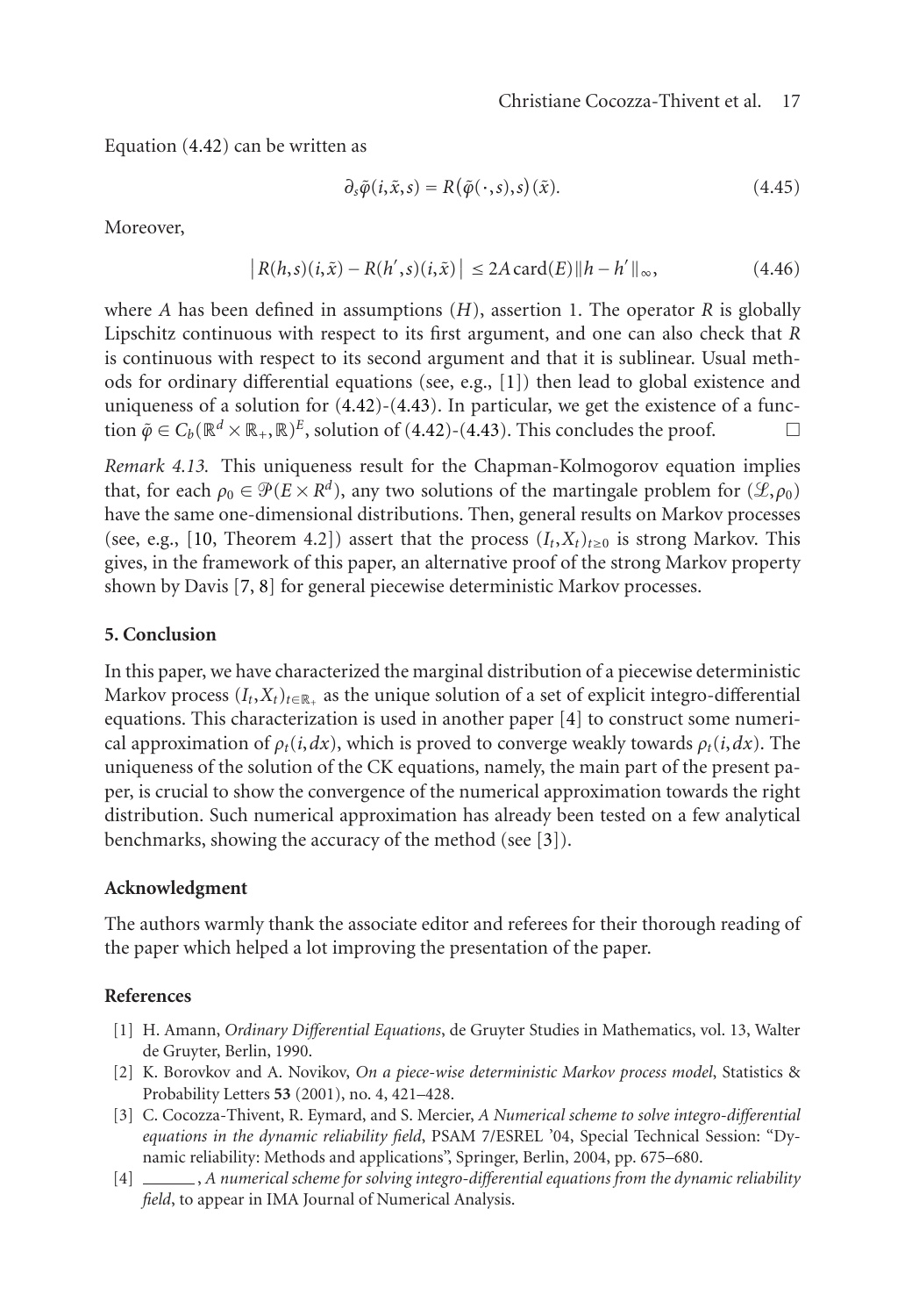Equation (4.42) can be written as

$$\partial_s \tilde{\varphi}(i, \tilde{x}, s) = R(\tilde{\varphi}(\cdot, s), s)(\tilde{x}). \tag{4.45}$$

Moreover,

$$\left| R(h,s)(i,\tilde{x}) - R(h',s)(i,\tilde{x}) \right| \leq 2A\,\mathrm{card}(E)\|h - h'\|_\infty, \tag{4.46}$$

where $A$ has been defined in assumptions $(H)$, assertion 1. The operator $R$ is globally Lipschitz continuous with respect to its first argument, and one can also check that $R$ is continuous with respect to its second argument and that it is sublinear. Usual methods for ordinary differential equations (see, e.g., [1]) then lead to global existence and uniqueness of a solution for (4.42)-(4.43). In particular, we get the existence of a function $\tilde{\varphi} \in C_b(\mathbb{R}^d \times \mathbb{R}_+, \mathbb{R})^E$, solution of (4.42)-(4.43). This concludes the proof. □

*Remark 4.13.* This uniqueness result for the Chapman-Kolmogorov equation implies that, for each $\rho_0 \in \mathcal{P}(E \times R^d)$, any two solutions of the martingale problem for $(\mathcal{L}, \rho_0)$ have the same one-dimensional distributions. Then, general results on Markov processes (see, e.g., [10, Theorem 4.2]) assert that the process $(I_t, X_t)_{t \geq 0}$ is strong Markov. This gives, in the framework of this paper, an alternative proof of the strong Markov property shown by Davis [7, 8] for general piecewise deterministic Markov processes.

## 5. Conclusion

In this paper, we have characterized the marginal distribution of a piecewise deterministic Markov process $(I_t, X_t)_{t \in \mathbb{R}_+}$ as the unique solution of a set of explicit integro-differential equations. This characterization is used in another paper [4] to construct some numerical approximation of $\rho_t(i, dx)$, which is proved to converge weakly towards $\rho_t(i, dx)$. The uniqueness of the solution of the CK equations, namely, the main part of the present paper, is crucial to show the convergence of the numerical approximation towards the right distribution. Such numerical approximation has already been tested on a few analytical benchmarks, showing the accuracy of the method (see [3]).

## Acknowledgment

The authors warmly thank the associate editor and referees for their thorough reading of the paper which helped a lot improving the presentation of the paper.

## References

[1] H. Amann, *Ordinary Differential Equations*, de Gruyter Studies in Mathematics, vol. 13, Walter de Gruyter, Berlin, 1990.

[2] K. Borovkov and A. Novikov, *On a piece-wise deterministic Markov process model*, Statistics & Probability Letters **53** (2001), no. 4, 421–428.

[3] C. Cocozza-Thivent, R. Eymard, and S. Mercier, *A Numerical scheme to solve integro-differential equations in the dynamic reliability field*, PSAM 7/ESREL '04, Special Technical Session: "Dynamic reliability: Methods and applications", Springer, Berlin, 2004, pp. 675–680.

[4] ______, *A numerical scheme for solving integro-differential equations from the dynamic reliability field*, to appear in IMA Journal of Numerical Analysis.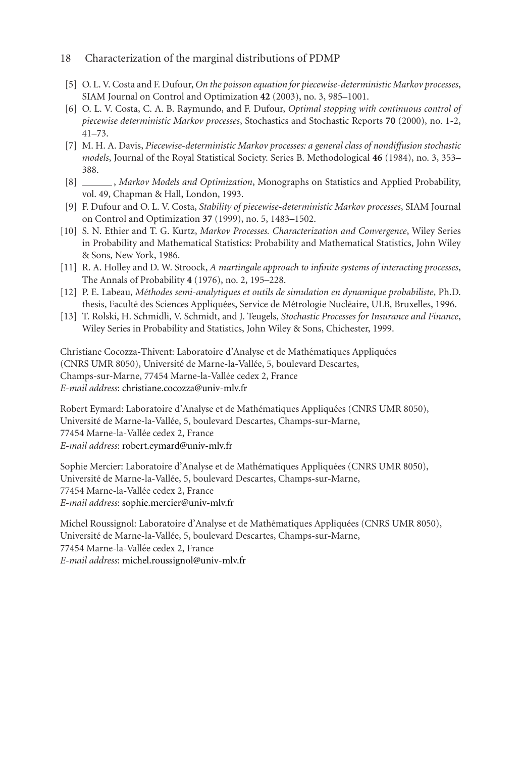[5] O. L. V. Costa and F. Dufour, *On the poisson equation for piecewise-deterministic Markov processes*, SIAM Journal on Control and Optimization **42** (2003), no. 3, 985–1001.

[6] O. L. V. Costa, C. A. B. Raymundo, and F. Dufour, *Optimal stopping with continuous control of piecewise deterministic Markov processes*, Stochastics and Stochastic Reports **70** (2000), no. 1-2, 41–73.

[7] M. H. A. Davis, *Piecewise-deterministic Markov processes: a general class of nondiffusion stochastic models*, Journal of the Royal Statistical Society. Series B. Methodological **46** (1984), no. 3, 353–388.

[8] ______, *Markov Models and Optimization*, Monographs on Statistics and Applied Probability, vol. 49, Chapman & Hall, London, 1993.

[9] F. Dufour and O. L. V. Costa, *Stability of piecewise-deterministic Markov processes*, SIAM Journal on Control and Optimization **37** (1999), no. 5, 1483–1502.

[10] S. N. Ethier and T. G. Kurtz, *Markov Processes. Characterization and Convergence*, Wiley Series in Probability and Mathematical Statistics: Probability and Mathematical Statistics, John Wiley & Sons, New York, 1986.

[11] R. A. Holley and D. W. Stroock, *A martingale approach to infinite systems of interacting processes*, The Annals of Probability **4** (1976), no. 2, 195–228.

[12] P. E. Labeau, *Méthodes semi-analytiques et outils de simulation en dynamique probabiliste*, Ph.D. thesis, Faculté des Sciences Appliquées, Service de Métrologie Nucléaire, ULB, Bruxelles, 1996.

[13] T. Rolski, H. Schmidli, V. Schmidt, and J. Teugels, *Stochastic Processes for Insurance and Finance*, Wiley Series in Probability and Statistics, John Wiley & Sons, Chichester, 1999.

Christiane Cocozza-Thivent: Laboratoire d'Analyse et de Mathématiques Appliquées (CNRS UMR 8050), Université de Marne-la-Vallée, 5, boulevard Descartes, Champs-sur-Marne, 77454 Marne-la-Vallée cedex 2, France
*E-mail address*: christiane.cocozza@univ-mlv.fr

Robert Eymard: Laboratoire d'Analyse et de Mathématiques Appliquées (CNRS UMR 8050), Université de Marne-la-Vallée, 5, boulevard Descartes, Champs-sur-Marne, 77454 Marne-la-Vallée cedex 2, France
*E-mail address*: robert.eymard@univ-mlv.fr

Sophie Mercier: Laboratoire d'Analyse et de Mathématiques Appliquées (CNRS UMR 8050), Université de Marne-la-Vallée, 5, boulevard Descartes, Champs-sur-Marne, 77454 Marne-la-Vallée cedex 2, France
*E-mail address*: sophie.mercier@univ-mlv.fr

Michel Roussignol: Laboratoire d'Analyse et de Mathématiques Appliquées (CNRS UMR 8050), Université de Marne-la-Vallée, 5, boulevard Descartes, Champs-sur-Marne, 77454 Marne-la-Vallée cedex 2, France
*E-mail address*: michel.roussignol@univ-mlv.fr